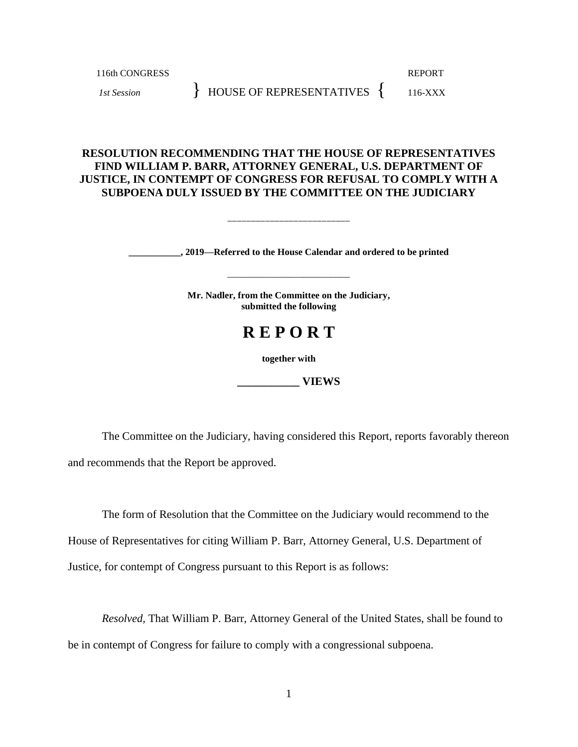116th CONGRESS
*1st Session*

} HOUSE OF REPRESENTATIVES {

REPORT
116-XXX

**RESOLUTION RECOMMENDING THAT THE HOUSE OF REPRESENTATIVES FIND WILLIAM P. BARR, ATTORNEY GENERAL, U.S. DEPARTMENT OF JUSTICE, IN CONTEMPT OF CONGRESS FOR REFUSAL TO COMPLY WITH A SUBPOENA DULY ISSUED BY THE COMMITTEE ON THE JUDICIARY**

______________________

**___________, 2019—Referred to the House Calendar and ordered to be printed**

______________________

**Mr. Nadler, from the Committee on the Judiciary, submitted the following**

# R E P O R T

**together with**

**___________ VIEWS**

The Committee on the Judiciary, having considered this Report, reports favorably thereon and recommends that the Report be approved.

The form of Resolution that the Committee on the Judiciary would recommend to the House of Representatives for citing William P. Barr, Attorney General, U.S. Department of Justice, for contempt of Congress pursuant to this Report is as follows:

*Resolved*, That William P. Barr, Attorney General of the United States, shall be found to be in contempt of Congress for failure to comply with a congressional subpoena.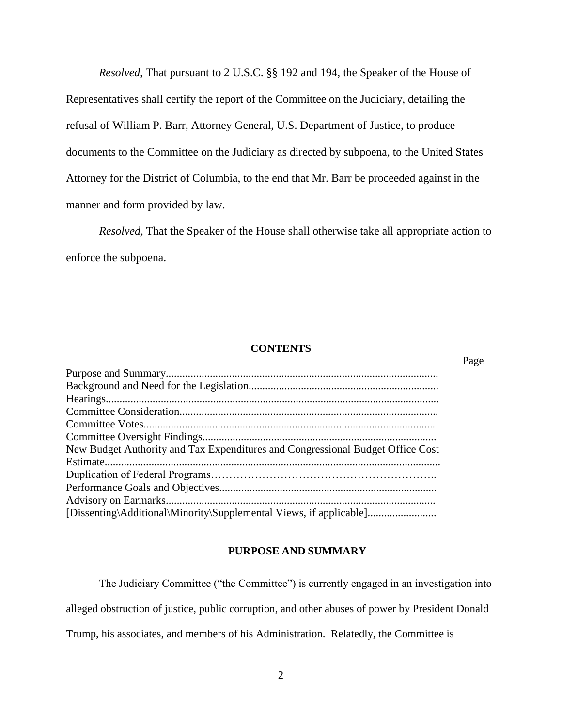*Resolved*, That pursuant to 2 U.S.C. §§ 192 and 194, the Speaker of the House of Representatives shall certify the report of the Committee on the Judiciary, detailing the refusal of William P. Barr, Attorney General, U.S. Department of Justice, to produce documents to the Committee on the Judiciary as directed by subpoena, to the United States Attorney for the District of Columbia, to the end that Mr. Barr be proceeded against in the manner and form provided by law.

*Resolved*, That the Speaker of the House shall otherwise take all appropriate action to enforce the subpoena.

## CONTENTS

| | Page |
|---|---|
| Purpose and Summary.................................................................................................. | |
| Background and Need for the Legislation.................................................................... | |
| Hearings....................................................................................................................... | |
| Committee Consideration............................................................................................ | |
| Committee Votes......................................................................................................... | |
| Committee Oversight Findings.................................................................................... | |
| New Budget Authority and Tax Expenditures and Congressional Budget Office Cost Estimate....................................................................................................................... | |
| Duplication of Federal Programs……………………………………………………….. | |
| Performance Goals and Objectives.............................................................................. | |
| Advisory on Earmarks................................................................................................. | |
| [Dissenting\Additional\Minority\Supplemental Views, if applicable]......................... | |

## PURPOSE AND SUMMARY

The Judiciary Committee ("the Committee") is currently engaged in an investigation into alleged obstruction of justice, public corruption, and other abuses of power by President Donald Trump, his associates, and members of his Administration. Relatedly, the Committee is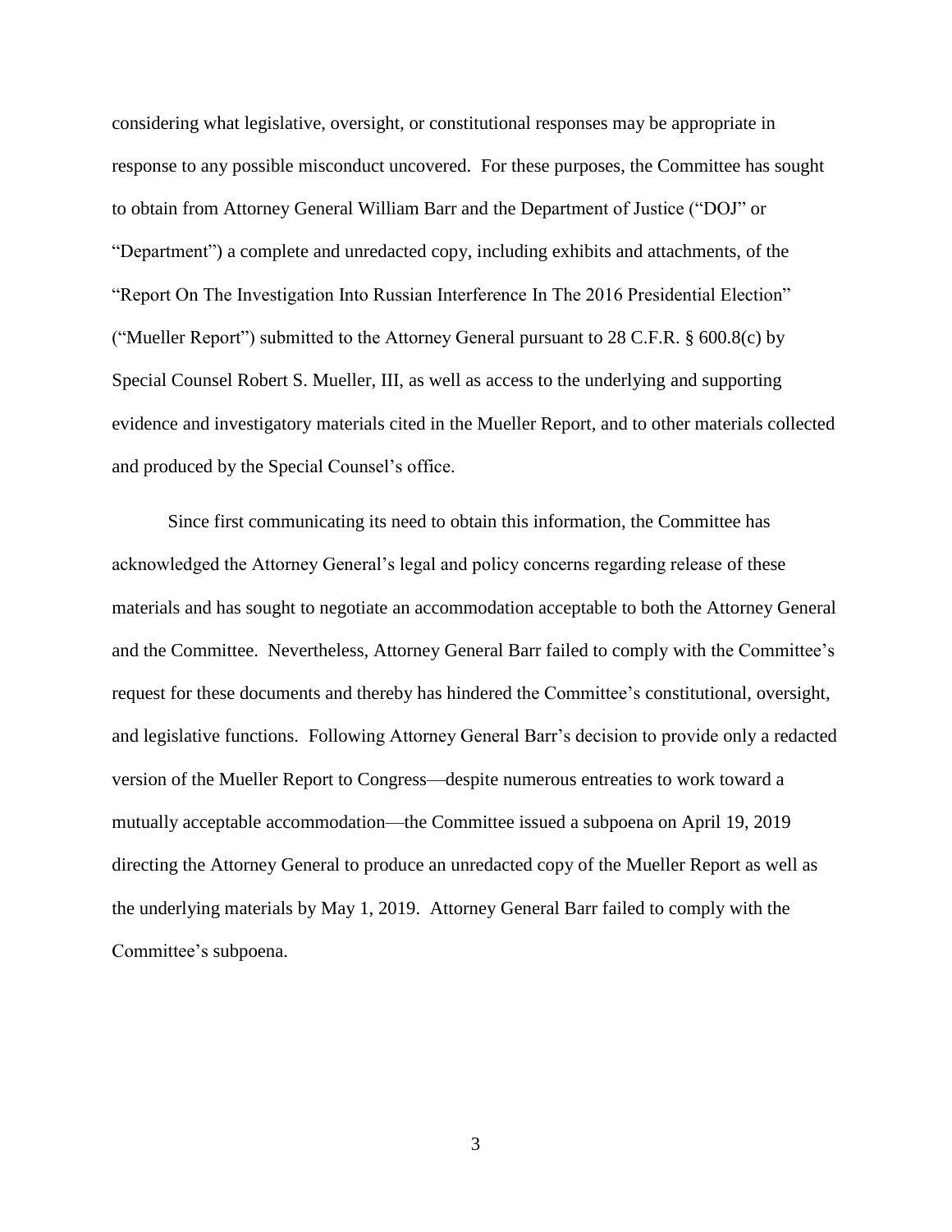considering what legislative, oversight, or constitutional responses may be appropriate in response to any possible misconduct uncovered. For these purposes, the Committee has sought to obtain from Attorney General William Barr and the Department of Justice ("DOJ" or "Department") a complete and unredacted copy, including exhibits and attachments, of the "Report On The Investigation Into Russian Interference In The 2016 Presidential Election" ("Mueller Report") submitted to the Attorney General pursuant to 28 C.F.R. § 600.8(c) by Special Counsel Robert S. Mueller, III, as well as access to the underlying and supporting evidence and investigatory materials cited in the Mueller Report, and to other materials collected and produced by the Special Counsel's office.

Since first communicating its need to obtain this information, the Committee has acknowledged the Attorney General's legal and policy concerns regarding release of these materials and has sought to negotiate an accommodation acceptable to both the Attorney General and the Committee. Nevertheless, Attorney General Barr failed to comply with the Committee's request for these documents and thereby has hindered the Committee's constitutional, oversight, and legislative functions. Following Attorney General Barr's decision to provide only a redacted version of the Mueller Report to Congress—despite numerous entreaties to work toward a mutually acceptable accommodation—the Committee issued a subpoena on April 19, 2019 directing the Attorney General to produce an unredacted copy of the Mueller Report as well as the underlying materials by May 1, 2019. Attorney General Barr failed to comply with the Committee's subpoena.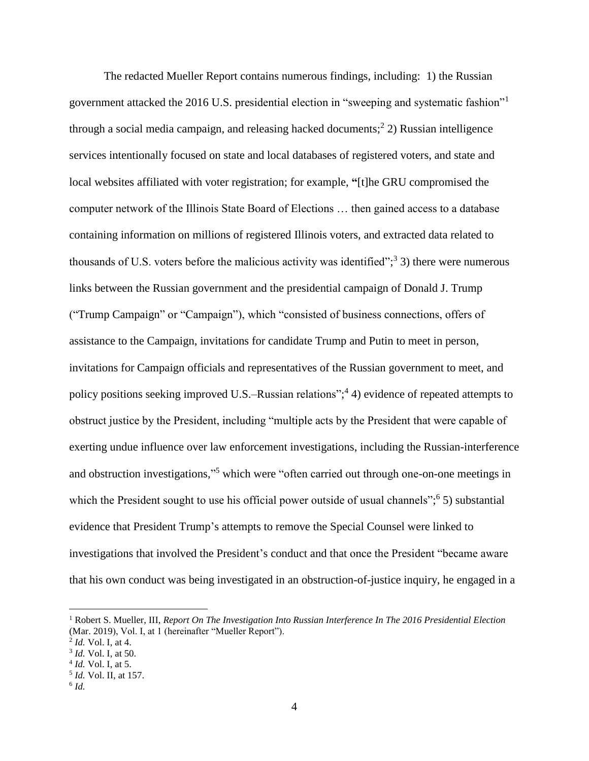The redacted Mueller Report contains numerous findings, including: 1) the Russian government attacked the 2016 U.S. presidential election in "sweeping and systematic fashion"[1] through a social media campaign, and releasing hacked documents;[2] 2) Russian intelligence services intentionally focused on state and local databases of registered voters, and state and local websites affiliated with voter registration; for example, **"**[t]he GRU compromised the computer network of the Illinois State Board of Elections … then gained access to a database containing information on millions of registered Illinois voters, and extracted data related to thousands of U.S. voters before the malicious activity was identified";[3] 3) there were numerous links between the Russian government and the presidential campaign of Donald J. Trump ("Trump Campaign" or "Campaign"), which "consisted of business connections, offers of assistance to the Campaign, invitations for candidate Trump and Putin to meet in person, invitations for Campaign officials and representatives of the Russian government to meet, and policy positions seeking improved U.S.–Russian relations";[4] 4) evidence of repeated attempts to obstruct justice by the President, including "multiple acts by the President that were capable of exerting undue influence over law enforcement investigations, including the Russian-interference and obstruction investigations,"[5] which were "often carried out through one-on-one meetings in which the President sought to use his official power outside of usual channels";[6] 5) substantial evidence that President Trump's attempts to remove the Special Counsel were linked to investigations that involved the President's conduct and that once the President "became aware that his own conduct was being investigated in an obstruction-of-justice inquiry, he engaged in a

---

[1] Robert S. Mueller, III, *Report On The Investigation Into Russian Interference In The 2016 Presidential Election* (Mar. 2019), Vol. I, at 1 (hereinafter "Mueller Report").

[2] *Id.* Vol. I, at 4.

[3] *Id.* Vol. I, at 50.

[4] *Id.* Vol. I, at 5.

[5] *Id.* Vol. II, at 157.

[6] *Id.*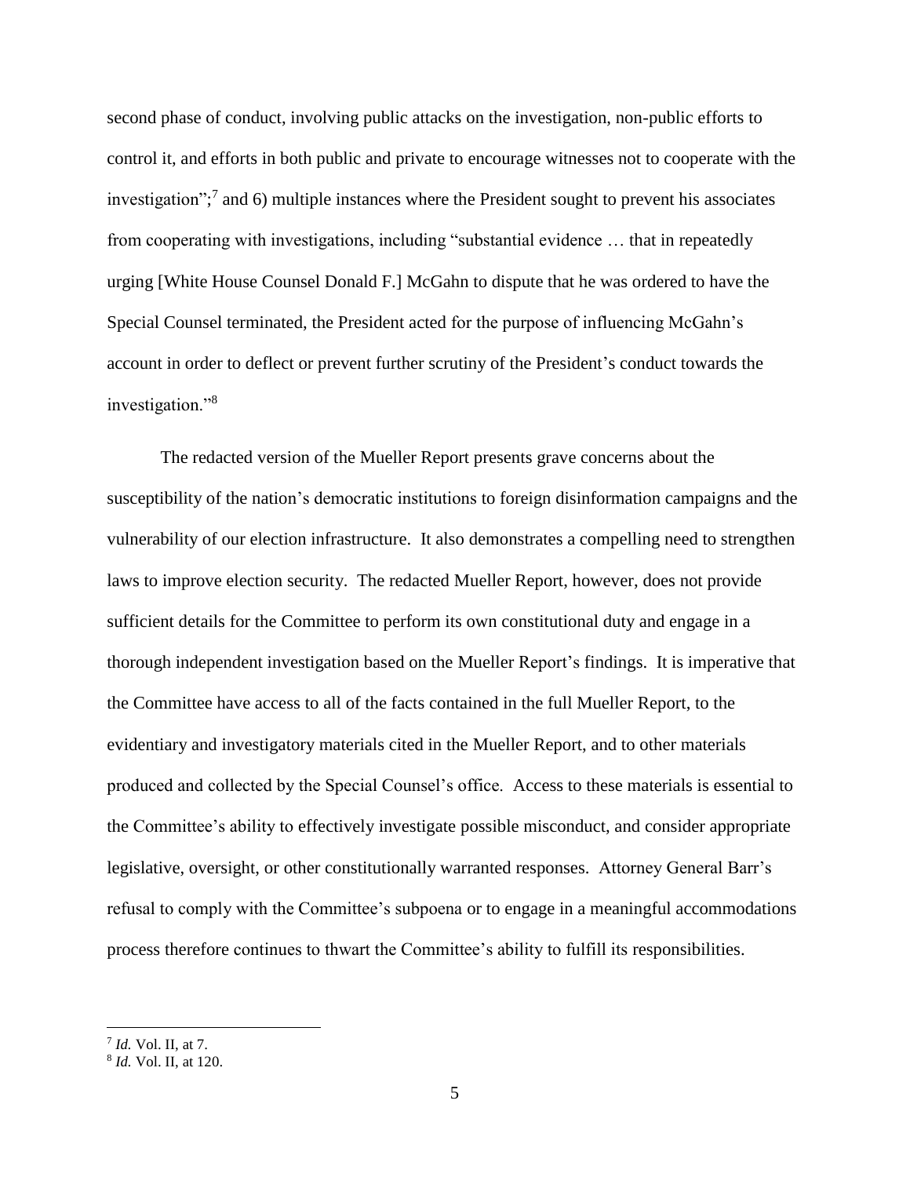second phase of conduct, involving public attacks on the investigation, non-public efforts to control it, and efforts in both public and private to encourage witnesses not to cooperate with the investigation";[7] and 6) multiple instances where the President sought to prevent his associates from cooperating with investigations, including "substantial evidence … that in repeatedly urging [White House Counsel Donald F.] McGahn to dispute that he was ordered to have the Special Counsel terminated, the President acted for the purpose of influencing McGahn's account in order to deflect or prevent further scrutiny of the President's conduct towards the investigation."[8]

The redacted version of the Mueller Report presents grave concerns about the susceptibility of the nation's democratic institutions to foreign disinformation campaigns and the vulnerability of our election infrastructure. It also demonstrates a compelling need to strengthen laws to improve election security. The redacted Mueller Report, however, does not provide sufficient details for the Committee to perform its own constitutional duty and engage in a thorough independent investigation based on the Mueller Report's findings. It is imperative that the Committee have access to all of the facts contained in the full Mueller Report, to the evidentiary and investigatory materials cited in the Mueller Report, and to other materials produced and collected by the Special Counsel's office. Access to these materials is essential to the Committee's ability to effectively investigate possible misconduct, and consider appropriate legislative, oversight, or other constitutionally warranted responses. Attorney General Barr's refusal to comply with the Committee's subpoena or to engage in a meaningful accommodations process therefore continues to thwart the Committee's ability to fulfill its responsibilities.

---

[7] *Id.* Vol. II, at 7.

[8] *Id.* Vol. II, at 120.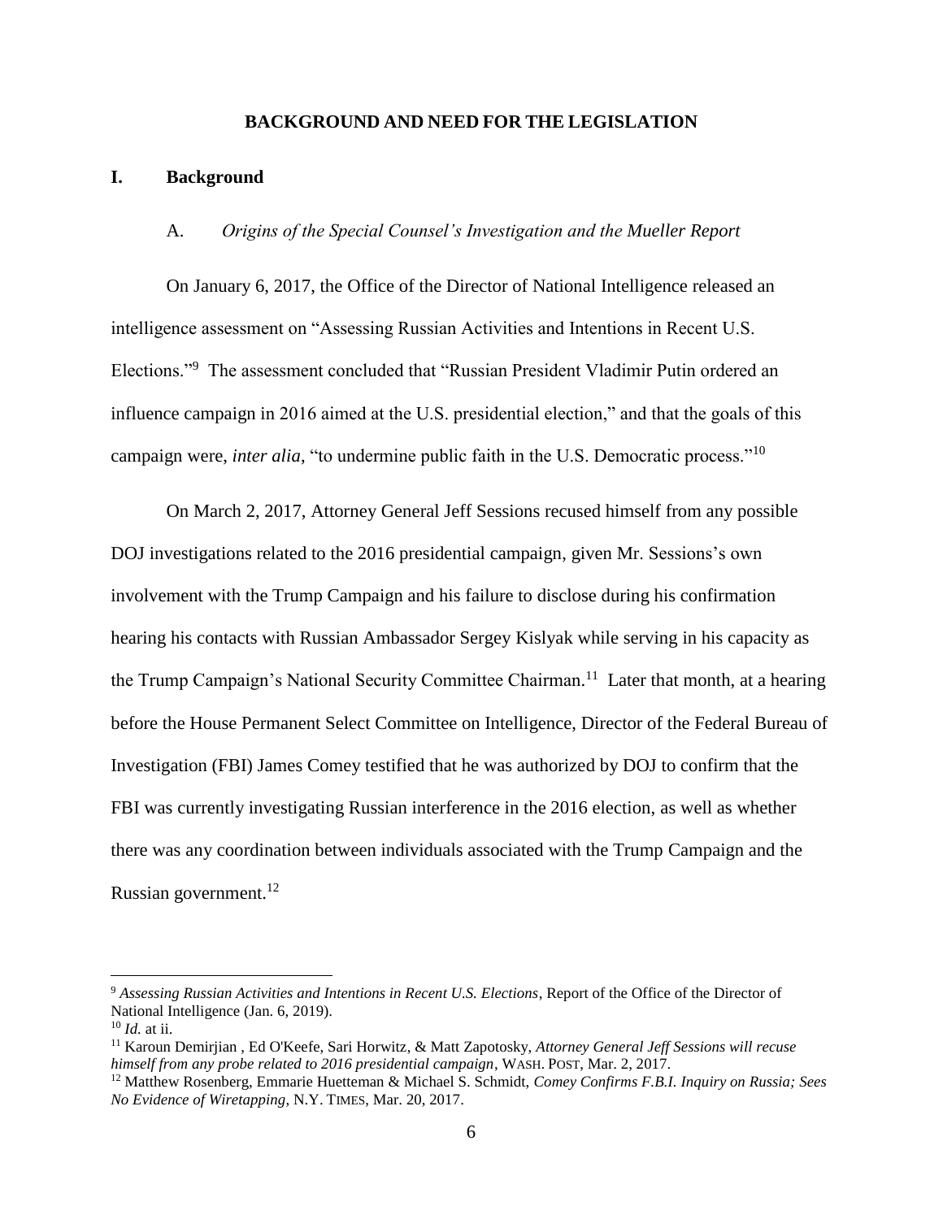## BACKGROUND AND NEED FOR THE LEGISLATION

### I. Background

#### A. *Origins of the Special Counsel's Investigation and the Mueller Report*

On January 6, 2017, the Office of the Director of National Intelligence released an intelligence assessment on "Assessing Russian Activities and Intentions in Recent U.S. Elections."[9] The assessment concluded that "Russian President Vladimir Putin ordered an influence campaign in 2016 aimed at the U.S. presidential election," and that the goals of this campaign were, *inter alia*, "to undermine public faith in the U.S. Democratic process."[10]

On March 2, 2017, Attorney General Jeff Sessions recused himself from any possible DOJ investigations related to the 2016 presidential campaign, given Mr. Sessions's own involvement with the Trump Campaign and his failure to disclose during his confirmation hearing his contacts with Russian Ambassador Sergey Kislyak while serving in his capacity as the Trump Campaign's National Security Committee Chairman.[11] Later that month, at a hearing before the House Permanent Select Committee on Intelligence, Director of the Federal Bureau of Investigation (FBI) James Comey testified that he was authorized by DOJ to confirm that the FBI was currently investigating Russian interference in the 2016 election, as well as whether there was any coordination between individuals associated with the Trump Campaign and the Russian government.[12]

---

[9] *Assessing Russian Activities and Intentions in Recent U.S. Elections*, Report of the Office of the Director of National Intelligence (Jan. 6, 2019).

[10] *Id.* at ii.

[11] Karoun Demirjian , Ed O'Keefe, Sari Horwitz, & Matt Zapotosky, *Attorney General Jeff Sessions will recuse himself from any probe related to 2016 presidential campaign*, WASH. POST, Mar. 2, 2017.

[12] Matthew Rosenberg, Emmarie Huetteman & Michael S. Schmidt, *Comey Confirms F.B.I. Inquiry on Russia; Sees No Evidence of Wiretapping*, N.Y. TIMES, Mar. 20, 2017.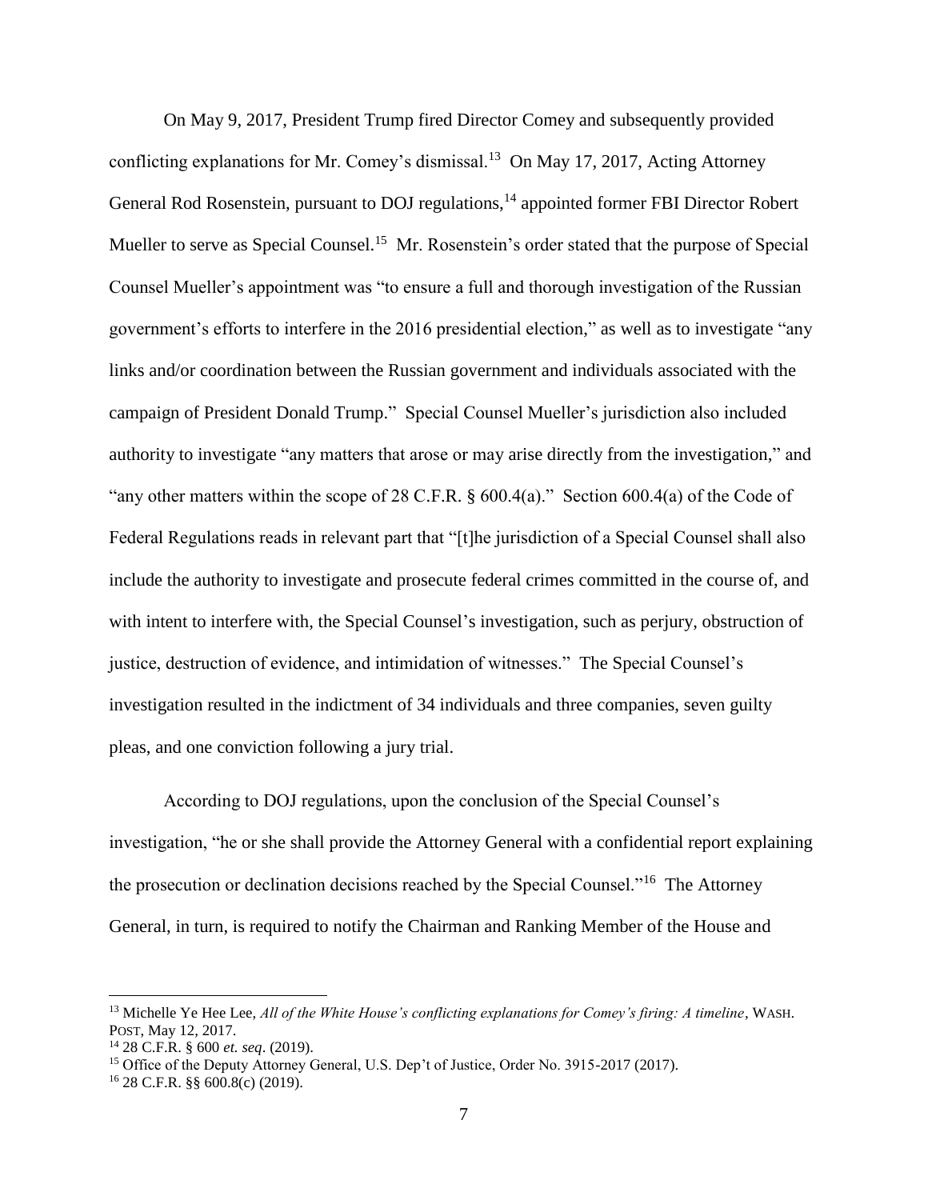On May 9, 2017, President Trump fired Director Comey and subsequently provided conflicting explanations for Mr. Comey's dismissal.[13] On May 17, 2017, Acting Attorney General Rod Rosenstein, pursuant to DOJ regulations,[14] appointed former FBI Director Robert Mueller to serve as Special Counsel.[15] Mr. Rosenstein's order stated that the purpose of Special Counsel Mueller's appointment was "to ensure a full and thorough investigation of the Russian government's efforts to interfere in the 2016 presidential election," as well as to investigate "any links and/or coordination between the Russian government and individuals associated with the campaign of President Donald Trump." Special Counsel Mueller's jurisdiction also included authority to investigate "any matters that arose or may arise directly from the investigation," and "any other matters within the scope of 28 C.F.R. § 600.4(a)." Section 600.4(a) of the Code of Federal Regulations reads in relevant part that "[t]he jurisdiction of a Special Counsel shall also include the authority to investigate and prosecute federal crimes committed in the course of, and with intent to interfere with, the Special Counsel's investigation, such as perjury, obstruction of justice, destruction of evidence, and intimidation of witnesses." The Special Counsel's investigation resulted in the indictment of 34 individuals and three companies, seven guilty pleas, and one conviction following a jury trial.

According to DOJ regulations, upon the conclusion of the Special Counsel's investigation, "he or she shall provide the Attorney General with a confidential report explaining the prosecution or declination decisions reached by the Special Counsel."[16] The Attorney General, in turn, is required to notify the Chairman and Ranking Member of the House and

---

[13] Michelle Ye Hee Lee, *All of the White House's conflicting explanations for Comey's firing: A timeline*, WASH. POST, May 12, 2017.

[14] 28 C.F.R. § 600 *et. seq*. (2019).

[15] Office of the Deputy Attorney General, U.S. Dep't of Justice, Order No. 3915-2017 (2017).

[16] 28 C.F.R. §§ 600.8(c) (2019).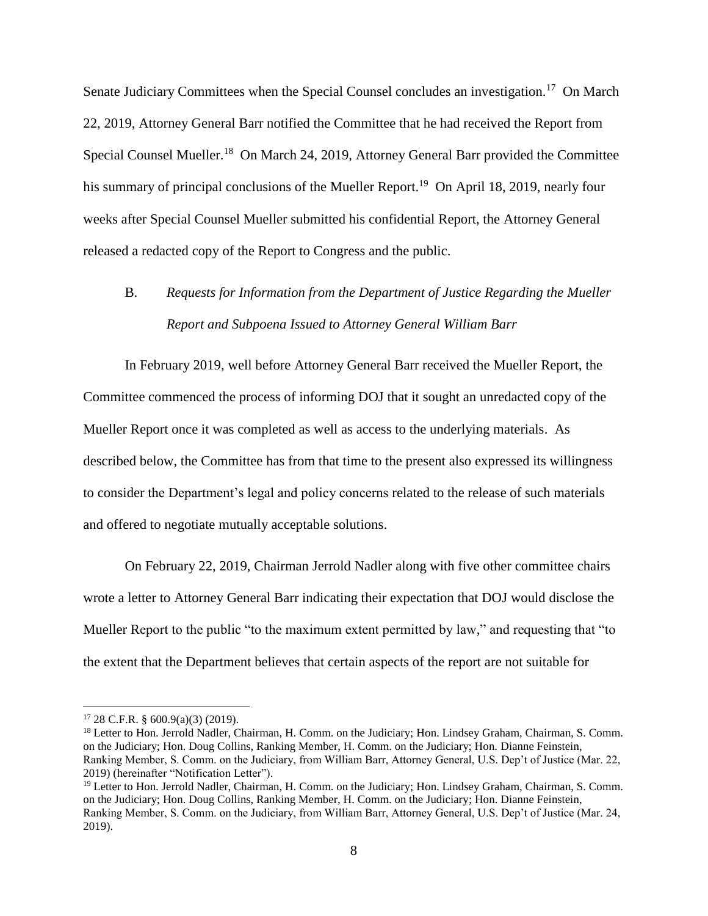Senate Judiciary Committees when the Special Counsel concludes an investigation.[17] On March 22, 2019, Attorney General Barr notified the Committee that he had received the Report from Special Counsel Mueller.[18] On March 24, 2019, Attorney General Barr provided the Committee his summary of principal conclusions of the Mueller Report.[19] On April 18, 2019, nearly four weeks after Special Counsel Mueller submitted his confidential Report, the Attorney General released a redacted copy of the Report to Congress and the public.

### B. *Requests for Information from the Department of Justice Regarding the Mueller Report and Subpoena Issued to Attorney General William Barr*

In February 2019, well before Attorney General Barr received the Mueller Report, the Committee commenced the process of informing DOJ that it sought an unredacted copy of the Mueller Report once it was completed as well as access to the underlying materials. As described below, the Committee has from that time to the present also expressed its willingness to consider the Department's legal and policy concerns related to the release of such materials and offered to negotiate mutually acceptable solutions.

On February 22, 2019, Chairman Jerrold Nadler along with five other committee chairs wrote a letter to Attorney General Barr indicating their expectation that DOJ would disclose the Mueller Report to the public "to the maximum extent permitted by law," and requesting that "to the extent that the Department believes that certain aspects of the report are not suitable for

---

[17] 28 C.F.R. § 600.9(a)(3) (2019).

[18] Letter to Hon. Jerrold Nadler, Chairman, H. Comm. on the Judiciary; Hon. Lindsey Graham, Chairman, S. Comm. on the Judiciary; Hon. Doug Collins, Ranking Member, H. Comm. on the Judiciary; Hon. Dianne Feinstein, Ranking Member, S. Comm. on the Judiciary, from William Barr, Attorney General, U.S. Dep't of Justice (Mar. 22, 2019) (hereinafter "Notification Letter").

[19] Letter to Hon. Jerrold Nadler, Chairman, H. Comm. on the Judiciary; Hon. Lindsey Graham, Chairman, S. Comm. on the Judiciary; Hon. Doug Collins, Ranking Member, H. Comm. on the Judiciary; Hon. Dianne Feinstein, Ranking Member, S. Comm. on the Judiciary, from William Barr, Attorney General, U.S. Dep't of Justice (Mar. 24, 2019).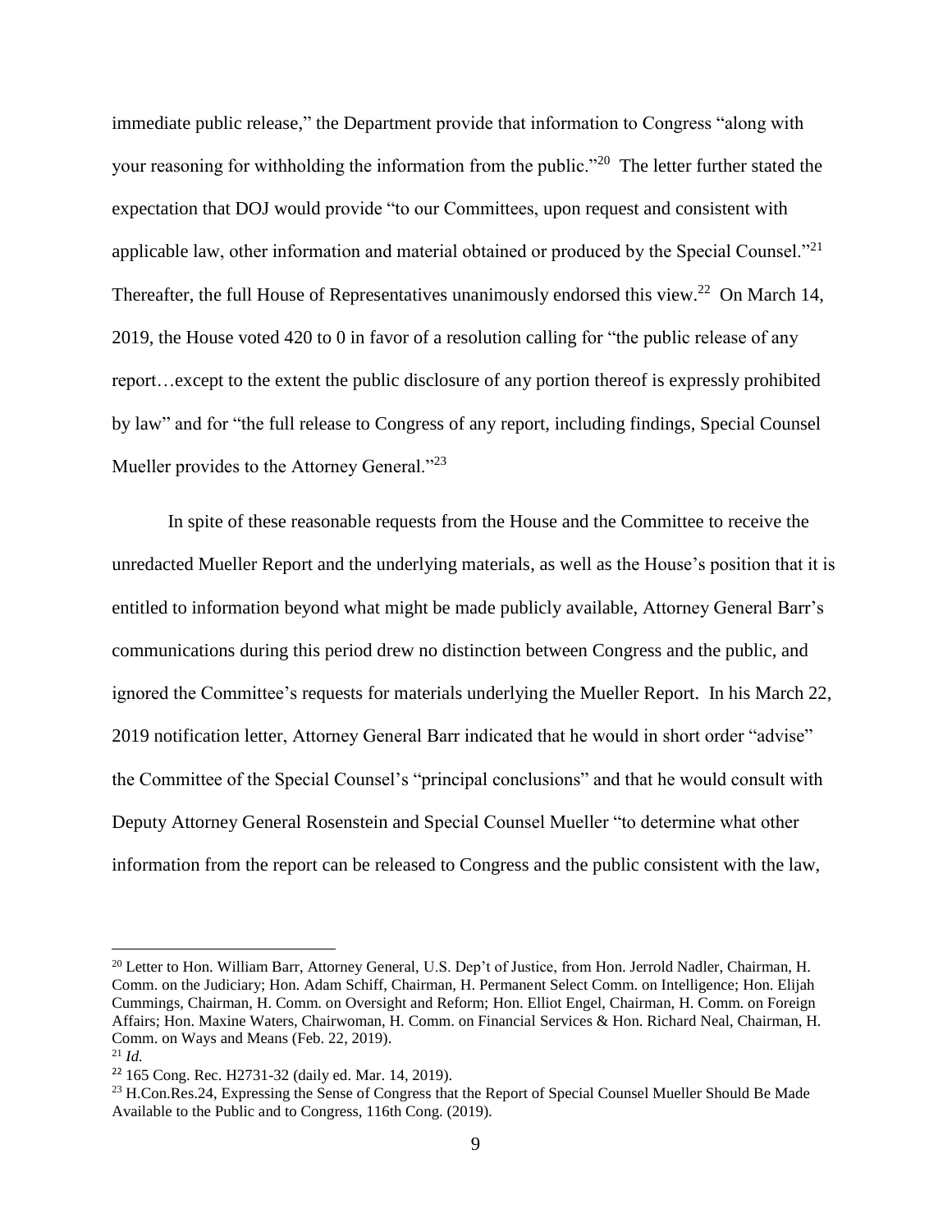immediate public release," the Department provide that information to Congress "along with your reasoning for withholding the information from the public."[20] The letter further stated the expectation that DOJ would provide "to our Committees, upon request and consistent with applicable law, other information and material obtained or produced by the Special Counsel."[21] Thereafter, the full House of Representatives unanimously endorsed this view.[22] On March 14, 2019, the House voted 420 to 0 in favor of a resolution calling for "the public release of any report…except to the extent the public disclosure of any portion thereof is expressly prohibited by law" and for "the full release to Congress of any report, including findings, Special Counsel Mueller provides to the Attorney General."[23]

In spite of these reasonable requests from the House and the Committee to receive the unredacted Mueller Report and the underlying materials, as well as the House's position that it is entitled to information beyond what might be made publicly available, Attorney General Barr's communications during this period drew no distinction between Congress and the public, and ignored the Committee's requests for materials underlying the Mueller Report. In his March 22, 2019 notification letter, Attorney General Barr indicated that he would in short order "advise" the Committee of the Special Counsel's "principal conclusions" and that he would consult with Deputy Attorney General Rosenstein and Special Counsel Mueller "to determine what other information from the report can be released to Congress and the public consistent with the law,

---

[20] Letter to Hon. William Barr, Attorney General, U.S. Dep't of Justice, from Hon. Jerrold Nadler, Chairman, H. Comm. on the Judiciary; Hon. Adam Schiff, Chairman, H. Permanent Select Comm. on Intelligence; Hon. Elijah Cummings, Chairman, H. Comm. on Oversight and Reform; Hon. Elliot Engel, Chairman, H. Comm. on Foreign Affairs; Hon. Maxine Waters, Chairwoman, H. Comm. on Financial Services & Hon. Richard Neal, Chairman, H. Comm. on Ways and Means (Feb. 22, 2019).

[21] *Id.*

[22] 165 Cong. Rec. H2731-32 (daily ed. Mar. 14, 2019).

[23] H.Con.Res.24, Expressing the Sense of Congress that the Report of Special Counsel Mueller Should Be Made Available to the Public and to Congress, 116th Cong. (2019).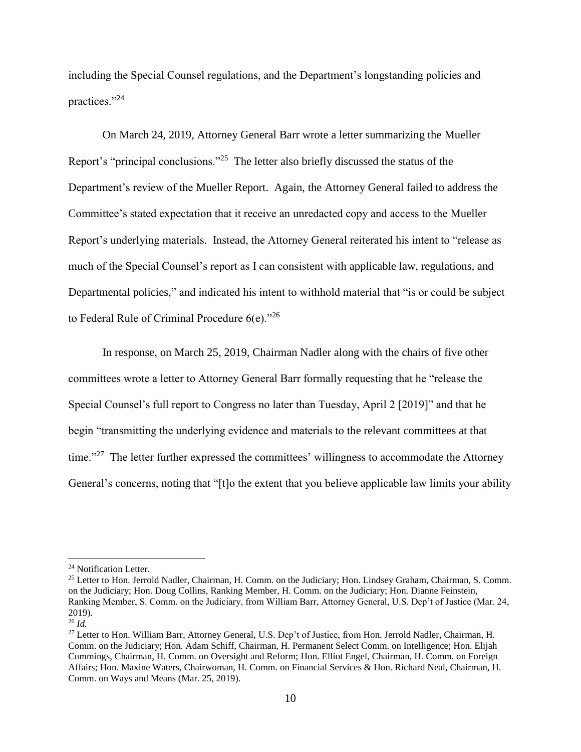including the Special Counsel regulations, and the Department's longstanding policies and practices."[24]

On March 24, 2019, Attorney General Barr wrote a letter summarizing the Mueller Report's "principal conclusions."[25] The letter also briefly discussed the status of the Department's review of the Mueller Report. Again, the Attorney General failed to address the Committee's stated expectation that it receive an unredacted copy and access to the Mueller Report's underlying materials. Instead, the Attorney General reiterated his intent to "release as much of the Special Counsel's report as I can consistent with applicable law, regulations, and Departmental policies," and indicated his intent to withhold material that "is or could be subject to Federal Rule of Criminal Procedure 6(e)."[26]

In response, on March 25, 2019, Chairman Nadler along with the chairs of five other committees wrote a letter to Attorney General Barr formally requesting that he "release the Special Counsel's full report to Congress no later than Tuesday, April 2 [2019]" and that he begin "transmitting the underlying evidence and materials to the relevant committees at that time."[27] The letter further expressed the committees' willingness to accommodate the Attorney General's concerns, noting that "[t]o the extent that you believe applicable law limits your ability

---

[24] Notification Letter.

[25] Letter to Hon. Jerrold Nadler, Chairman, H. Comm. on the Judiciary; Hon. Lindsey Graham, Chairman, S. Comm. on the Judiciary; Hon. Doug Collins, Ranking Member, H. Comm. on the Judiciary; Hon. Dianne Feinstein, Ranking Member, S. Comm. on the Judiciary, from William Barr, Attorney General, U.S. Dep't of Justice (Mar. 24, 2019).

[26] *Id.*

[27] Letter to Hon. William Barr, Attorney General, U.S. Dep't of Justice, from Hon. Jerrold Nadler, Chairman, H. Comm. on the Judiciary; Hon. Adam Schiff, Chairman, H. Permanent Select Comm. on Intelligence; Hon. Elijah Cummings, Chairman, H. Comm. on Oversight and Reform; Hon. Elliot Engel, Chairman, H. Comm. on Foreign Affairs; Hon. Maxine Waters, Chairwoman, H. Comm. on Financial Services & Hon. Richard Neal, Chairman, H. Comm. on Ways and Means (Mar. 25, 2019).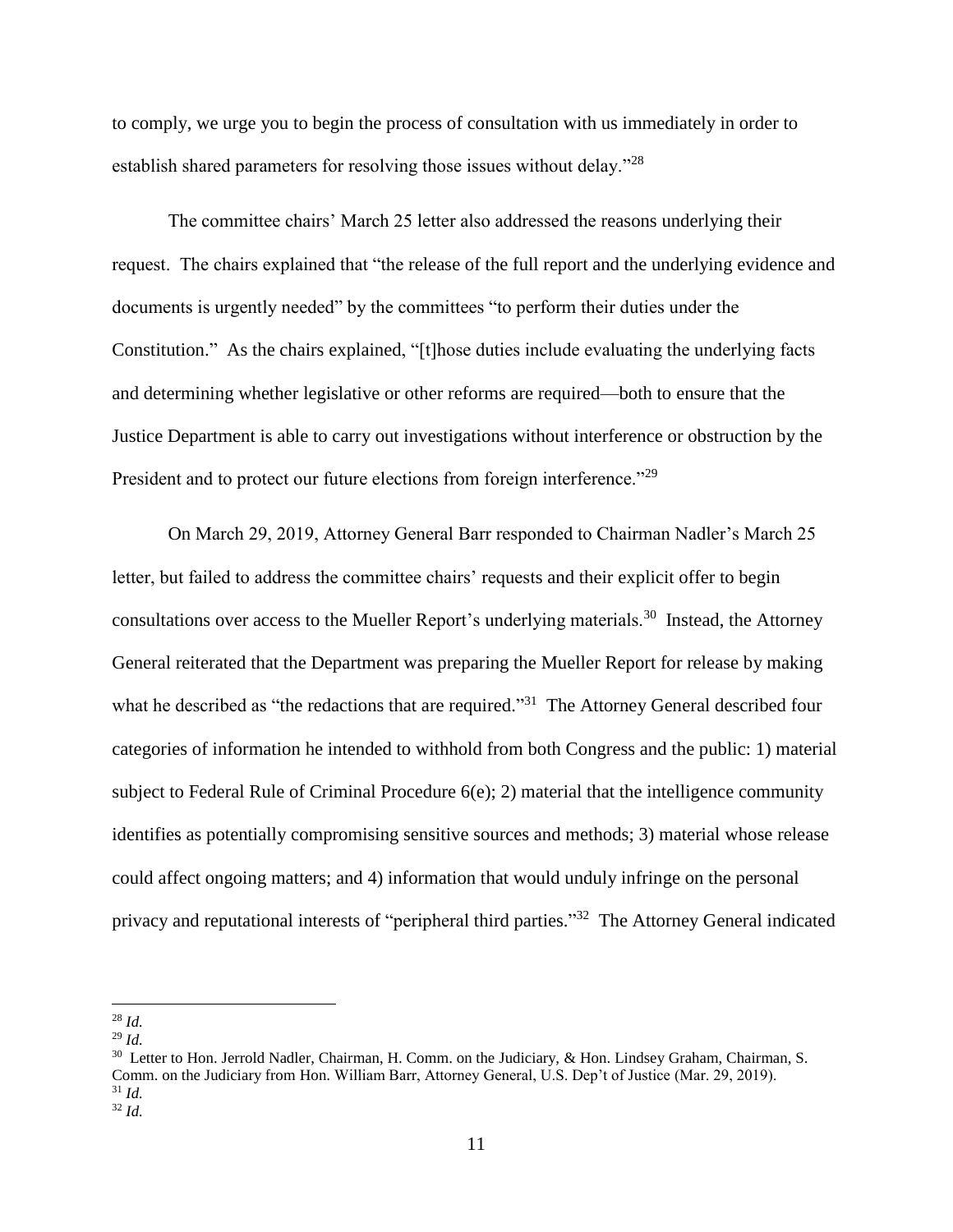to comply, we urge you to begin the process of consultation with us immediately in order to establish shared parameters for resolving those issues without delay."[28]

The committee chairs' March 25 letter also addressed the reasons underlying their request. The chairs explained that "the release of the full report and the underlying evidence and documents is urgently needed" by the committees "to perform their duties under the Constitution." As the chairs explained, "[t]hose duties include evaluating the underlying facts and determining whether legislative or other reforms are required—both to ensure that the Justice Department is able to carry out investigations without interference or obstruction by the President and to protect our future elections from foreign interference."[29]

On March 29, 2019, Attorney General Barr responded to Chairman Nadler's March 25 letter, but failed to address the committee chairs' requests and their explicit offer to begin consultations over access to the Mueller Report's underlying materials.[30] Instead, the Attorney General reiterated that the Department was preparing the Mueller Report for release by making what he described as "the redactions that are required."[31] The Attorney General described four categories of information he intended to withhold from both Congress and the public: 1) material subject to Federal Rule of Criminal Procedure 6(e); 2) material that the intelligence community identifies as potentially compromising sensitive sources and methods; 3) material whose release could affect ongoing matters; and 4) information that would unduly infringe on the personal privacy and reputational interests of "peripheral third parties."[32] The Attorney General indicated

---

[28] *Id.*

[29] *Id.*

[30] Letter to Hon. Jerrold Nadler, Chairman, H. Comm. on the Judiciary, & Hon. Lindsey Graham, Chairman, S. Comm. on the Judiciary from Hon. William Barr, Attorney General, U.S. Dep't of Justice (Mar. 29, 2019).

[31] *Id.*

[32] *Id.*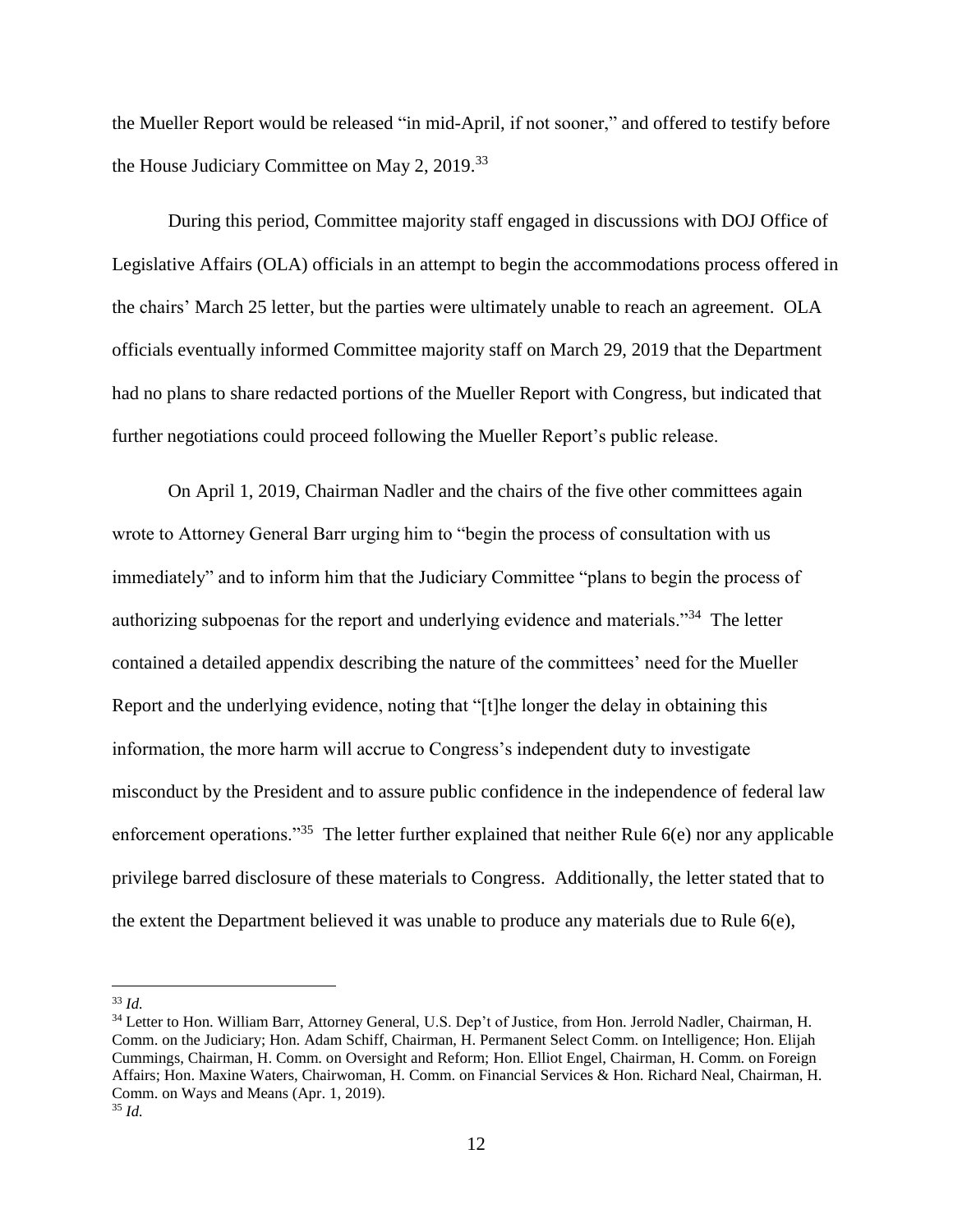the Mueller Report would be released "in mid-April, if not sooner," and offered to testify before the House Judiciary Committee on May 2, 2019.[33]

During this period, Committee majority staff engaged in discussions with DOJ Office of Legislative Affairs (OLA) officials in an attempt to begin the accommodations process offered in the chairs' March 25 letter, but the parties were ultimately unable to reach an agreement. OLA officials eventually informed Committee majority staff on March 29, 2019 that the Department had no plans to share redacted portions of the Mueller Report with Congress, but indicated that further negotiations could proceed following the Mueller Report's public release.

On April 1, 2019, Chairman Nadler and the chairs of the five other committees again wrote to Attorney General Barr urging him to "begin the process of consultation with us immediately" and to inform him that the Judiciary Committee "plans to begin the process of authorizing subpoenas for the report and underlying evidence and materials."[34] The letter contained a detailed appendix describing the nature of the committees' need for the Mueller Report and the underlying evidence, noting that "[t]he longer the delay in obtaining this information, the more harm will accrue to Congress's independent duty to investigate misconduct by the President and to assure public confidence in the independence of federal law enforcement operations."[35] The letter further explained that neither Rule 6(e) nor any applicable privilege barred disclosure of these materials to Congress. Additionally, the letter stated that to the extent the Department believed it was unable to produce any materials due to Rule 6(e),

---

[33] *Id.*

[34] Letter to Hon. William Barr, Attorney General, U.S. Dep't of Justice, from Hon. Jerrold Nadler, Chairman, H. Comm. on the Judiciary; Hon. Adam Schiff, Chairman, H. Permanent Select Comm. on Intelligence; Hon. Elijah Cummings, Chairman, H. Comm. on Oversight and Reform; Hon. Elliot Engel, Chairman, H. Comm. on Foreign Affairs; Hon. Maxine Waters, Chairwoman, H. Comm. on Financial Services & Hon. Richard Neal, Chairman, H. Comm. on Ways and Means (Apr. 1, 2019).

[35] *Id.*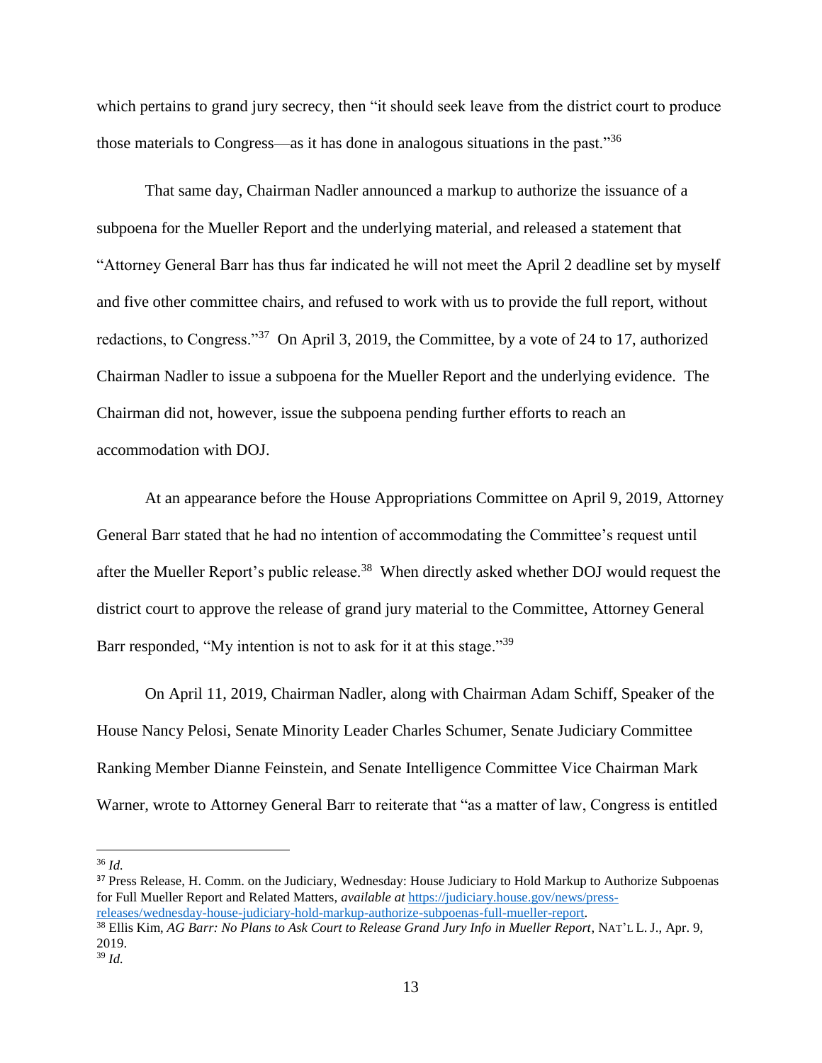which pertains to grand jury secrecy, then "it should seek leave from the district court to produce those materials to Congress—as it has done in analogous situations in the past."[36]

That same day, Chairman Nadler announced a markup to authorize the issuance of a subpoena for the Mueller Report and the underlying material, and released a statement that "Attorney General Barr has thus far indicated he will not meet the April 2 deadline set by myself and five other committee chairs, and refused to work with us to provide the full report, without redactions, to Congress."[37] On April 3, 2019, the Committee, by a vote of 24 to 17, authorized Chairman Nadler to issue a subpoena for the Mueller Report and the underlying evidence. The Chairman did not, however, issue the subpoena pending further efforts to reach an accommodation with DOJ.

At an appearance before the House Appropriations Committee on April 9, 2019, Attorney General Barr stated that he had no intention of accommodating the Committee's request until after the Mueller Report's public release.[38] When directly asked whether DOJ would request the district court to approve the release of grand jury material to the Committee, Attorney General Barr responded, "My intention is not to ask for it at this stage."[39]

On April 11, 2019, Chairman Nadler, along with Chairman Adam Schiff, Speaker of the House Nancy Pelosi, Senate Minority Leader Charles Schumer, Senate Judiciary Committee Ranking Member Dianne Feinstein, and Senate Intelligence Committee Vice Chairman Mark Warner, wrote to Attorney General Barr to reiterate that "as a matter of law, Congress is entitled

---

[36] *Id.*

[37] Press Release, H. Comm. on the Judiciary, Wednesday: House Judiciary to Hold Markup to Authorize Subpoenas for Full Mueller Report and Related Matters, *available at* https://judiciary.house.gov/news/press-releases/wednesday-house-judiciary-hold-markup-authorize-subpoenas-full-mueller-report.

[38] Ellis Kim, *AG Barr: No Plans to Ask Court to Release Grand Jury Info in Mueller Report*, NAT'L L. J., Apr. 9, 2019.

[39] *Id.*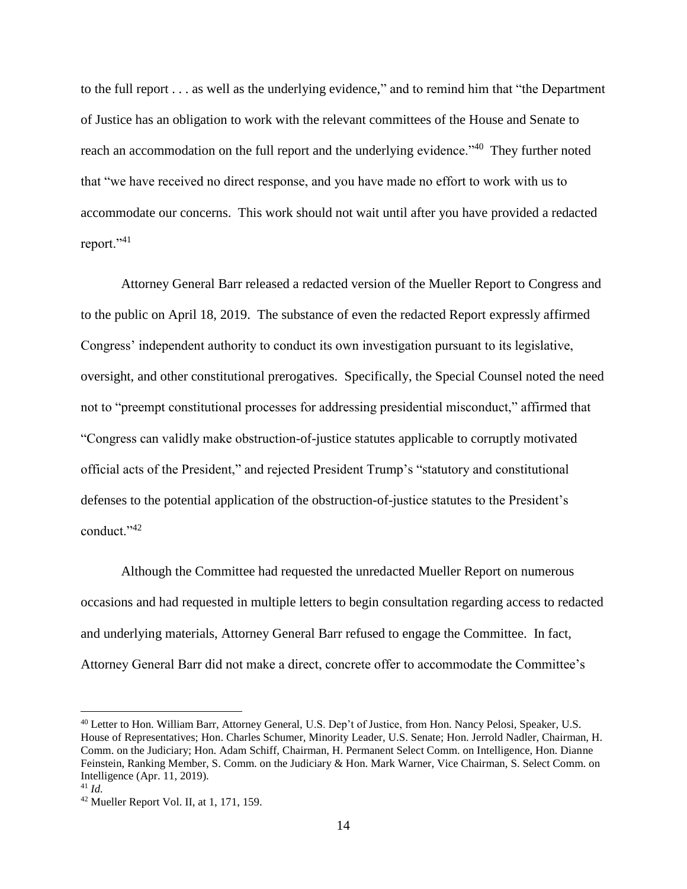to the full report . . . as well as the underlying evidence," and to remind him that "the Department of Justice has an obligation to work with the relevant committees of the House and Senate to reach an accommodation on the full report and the underlying evidence."[40] They further noted that "we have received no direct response, and you have made no effort to work with us to accommodate our concerns. This work should not wait until after you have provided a redacted report."[41]

Attorney General Barr released a redacted version of the Mueller Report to Congress and to the public on April 18, 2019. The substance of even the redacted Report expressly affirmed Congress' independent authority to conduct its own investigation pursuant to its legislative, oversight, and other constitutional prerogatives. Specifically, the Special Counsel noted the need not to "preempt constitutional processes for addressing presidential misconduct," affirmed that "Congress can validly make obstruction-of-justice statutes applicable to corruptly motivated official acts of the President," and rejected President Trump's "statutory and constitutional defenses to the potential application of the obstruction-of-justice statutes to the President's conduct."[42]

Although the Committee had requested the unredacted Mueller Report on numerous occasions and had requested in multiple letters to begin consultation regarding access to redacted and underlying materials, Attorney General Barr refused to engage the Committee. In fact, Attorney General Barr did not make a direct, concrete offer to accommodate the Committee's

---

[40] Letter to Hon. William Barr, Attorney General, U.S. Dep't of Justice, from Hon. Nancy Pelosi, Speaker, U.S. House of Representatives; Hon. Charles Schumer, Minority Leader, U.S. Senate; Hon. Jerrold Nadler, Chairman, H. Comm. on the Judiciary; Hon. Adam Schiff, Chairman, H. Permanent Select Comm. on Intelligence, Hon. Dianne Feinstein, Ranking Member, S. Comm. on the Judiciary & Hon. Mark Warner, Vice Chairman, S. Select Comm. on Intelligence (Apr. 11, 2019).

[41] *Id.*

[42] Mueller Report Vol. II, at 1, 171, 159.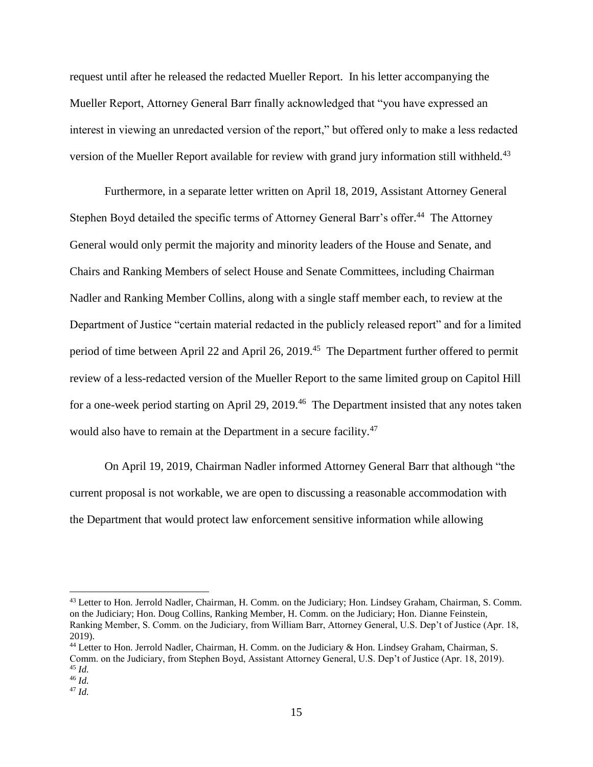request until after he released the redacted Mueller Report. In his letter accompanying the Mueller Report, Attorney General Barr finally acknowledged that "you have expressed an interest in viewing an unredacted version of the report," but offered only to make a less redacted version of the Mueller Report available for review with grand jury information still withheld.[43]

Furthermore, in a separate letter written on April 18, 2019, Assistant Attorney General Stephen Boyd detailed the specific terms of Attorney General Barr's offer.[44] The Attorney General would only permit the majority and minority leaders of the House and Senate, and Chairs and Ranking Members of select House and Senate Committees, including Chairman Nadler and Ranking Member Collins, along with a single staff member each, to review at the Department of Justice "certain material redacted in the publicly released report" and for a limited period of time between April 22 and April 26, 2019.[45] The Department further offered to permit review of a less-redacted version of the Mueller Report to the same limited group on Capitol Hill for a one-week period starting on April 29, 2019.[46] The Department insisted that any notes taken would also have to remain at the Department in a secure facility.[47]

On April 19, 2019, Chairman Nadler informed Attorney General Barr that although "the current proposal is not workable, we are open to discussing a reasonable accommodation with the Department that would protect law enforcement sensitive information while allowing

---

[43] Letter to Hon. Jerrold Nadler, Chairman, H. Comm. on the Judiciary; Hon. Lindsey Graham, Chairman, S. Comm. on the Judiciary; Hon. Doug Collins, Ranking Member, H. Comm. on the Judiciary; Hon. Dianne Feinstein, Ranking Member, S. Comm. on the Judiciary, from William Barr, Attorney General, U.S. Dep't of Justice (Apr. 18, 2019).

[44] Letter to Hon. Jerrold Nadler, Chairman, H. Comm. on the Judiciary & Hon. Lindsey Graham, Chairman, S. Comm. on the Judiciary, from Stephen Boyd, Assistant Attorney General, U.S. Dep't of Justice (Apr. 18, 2019).

[45] *Id.*

[46] *Id.*

[47] *Id.*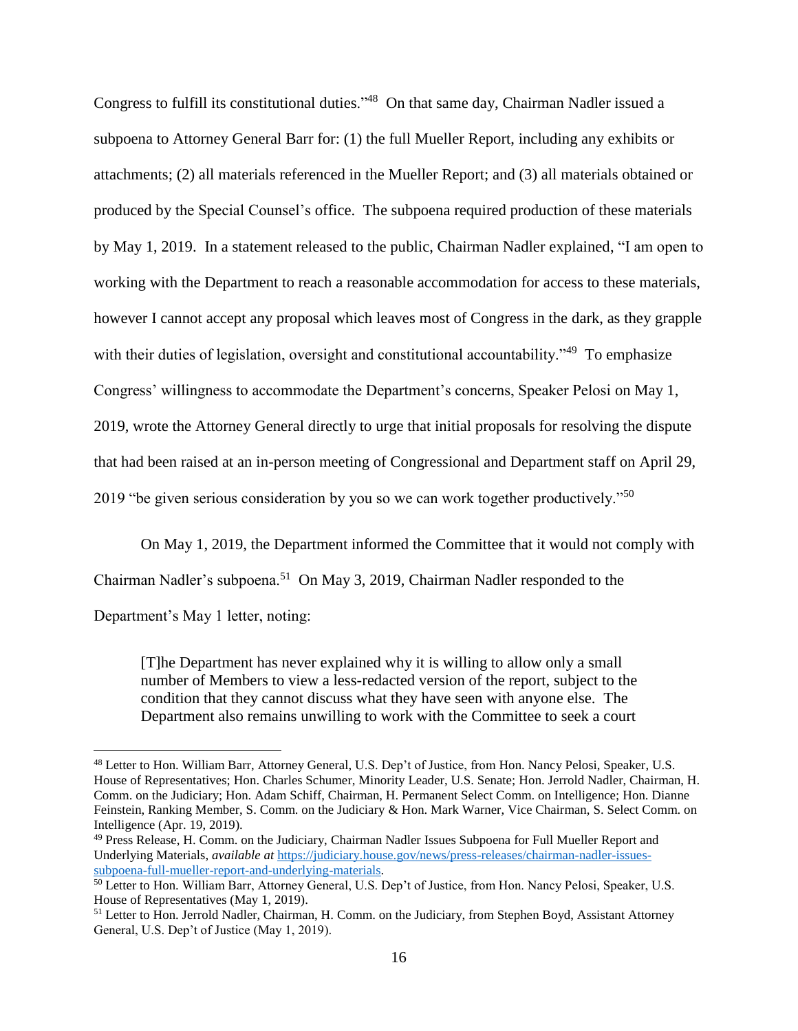Congress to fulfill its constitutional duties."[48] On that same day, Chairman Nadler issued a subpoena to Attorney General Barr for: (1) the full Mueller Report, including any exhibits or attachments; (2) all materials referenced in the Mueller Report; and (3) all materials obtained or produced by the Special Counsel's office. The subpoena required production of these materials by May 1, 2019. In a statement released to the public, Chairman Nadler explained, "I am open to working with the Department to reach a reasonable accommodation for access to these materials, however I cannot accept any proposal which leaves most of Congress in the dark, as they grapple with their duties of legislation, oversight and constitutional accountability."[49] To emphasize Congress' willingness to accommodate the Department's concerns, Speaker Pelosi on May 1, 2019, wrote the Attorney General directly to urge that initial proposals for resolving the dispute that had been raised at an in-person meeting of Congressional and Department staff on April 29, 2019 "be given serious consideration by you so we can work together productively."[50]

On May 1, 2019, the Department informed the Committee that it would not comply with Chairman Nadler's subpoena.[51] On May 3, 2019, Chairman Nadler responded to the Department's May 1 letter, noting:

> [T]he Department has never explained why it is willing to allow only a small number of Members to view a less-redacted version of the report, subject to the condition that they cannot discuss what they have seen with anyone else. The Department also remains unwilling to work with the Committee to seek a court

---

[48] Letter to Hon. William Barr, Attorney General, U.S. Dep't of Justice, from Hon. Nancy Pelosi, Speaker, U.S. House of Representatives; Hon. Charles Schumer, Minority Leader, U.S. Senate; Hon. Jerrold Nadler, Chairman, H. Comm. on the Judiciary; Hon. Adam Schiff, Chairman, H. Permanent Select Comm. on Intelligence; Hon. Dianne Feinstein, Ranking Member, S. Comm. on the Judiciary & Hon. Mark Warner, Vice Chairman, S. Select Comm. on Intelligence (Apr. 19, 2019).

[49] Press Release, H. Comm. on the Judiciary, Chairman Nadler Issues Subpoena for Full Mueller Report and Underlying Materials, *available at* https://judiciary.house.gov/news/press-releases/chairman-nadler-issues-subpoena-full-mueller-report-and-underlying-materials.

[50] Letter to Hon. William Barr, Attorney General, U.S. Dep't of Justice, from Hon. Nancy Pelosi, Speaker, U.S. House of Representatives (May 1, 2019).

[51] Letter to Hon. Jerrold Nadler, Chairman, H. Comm. on the Judiciary, from Stephen Boyd, Assistant Attorney General, U.S. Dep't of Justice (May 1, 2019).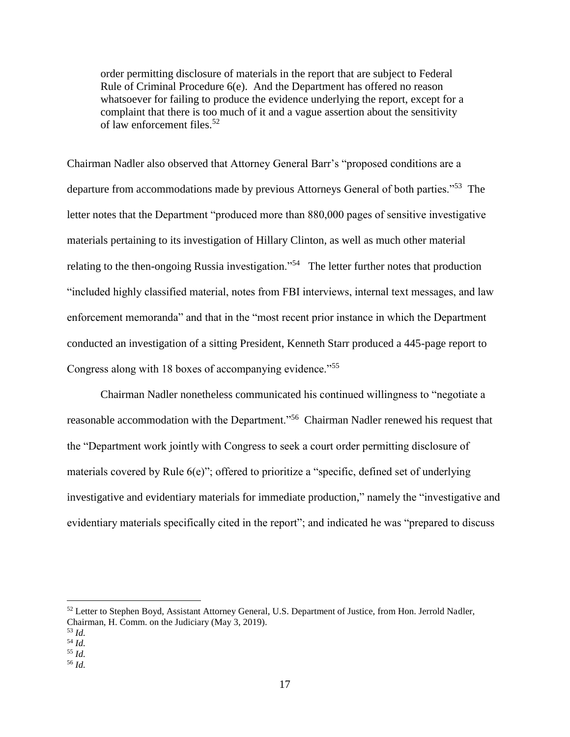> order permitting disclosure of materials in the report that are subject to Federal Rule of Criminal Procedure 6(e). And the Department has offered no reason whatsoever for failing to produce the evidence underlying the report, except for a complaint that there is too much of it and a vague assertion about the sensitivity of law enforcement files.[52]

Chairman Nadler also observed that Attorney General Barr's "proposed conditions are a departure from accommodations made by previous Attorneys General of both parties."[53] The letter notes that the Department "produced more than 880,000 pages of sensitive investigative materials pertaining to its investigation of Hillary Clinton, as well as much other material relating to the then-ongoing Russia investigation."[54] The letter further notes that production "included highly classified material, notes from FBI interviews, internal text messages, and law enforcement memoranda" and that in the "most recent prior instance in which the Department conducted an investigation of a sitting President, Kenneth Starr produced a 445-page report to Congress along with 18 boxes of accompanying evidence."[55]

Chairman Nadler nonetheless communicated his continued willingness to "negotiate a reasonable accommodation with the Department."[56] Chairman Nadler renewed his request that the "Department work jointly with Congress to seek a court order permitting disclosure of materials covered by Rule 6(e)"; offered to prioritize a "specific, defined set of underlying investigative and evidentiary materials for immediate production," namely the "investigative and evidentiary materials specifically cited in the report"; and indicated he was "prepared to discuss

---

[52] Letter to Stephen Boyd, Assistant Attorney General, U.S. Department of Justice, from Hon. Jerrold Nadler, Chairman, H. Comm. on the Judiciary (May 3, 2019).

[53] *Id.*

[54] *Id.*

[55] *Id.*

[56] *Id.*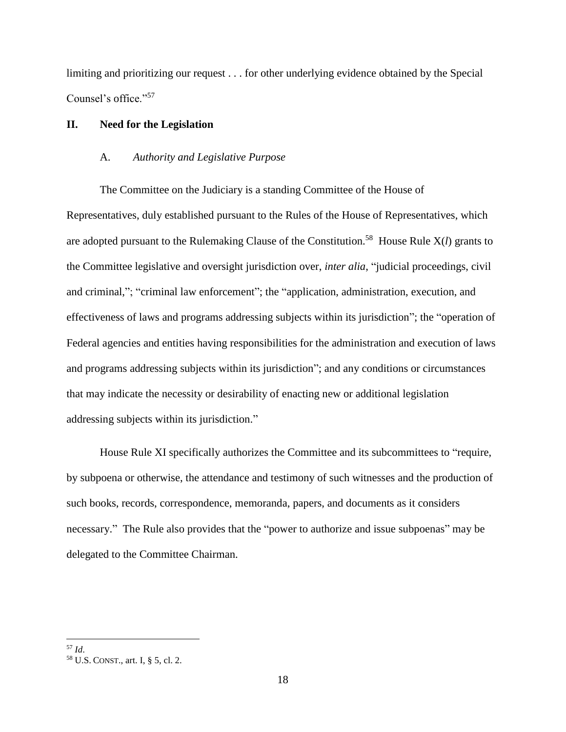limiting and prioritizing our request . . . for other underlying evidence obtained by the Special Counsel's office."[57]

## II. Need for the Legislation

### A. *Authority and Legislative Purpose*

The Committee on the Judiciary is a standing Committee of the House of Representatives, duly established pursuant to the Rules of the House of Representatives, which are adopted pursuant to the Rulemaking Clause of the Constitution.[58] House Rule X(*l*) grants to the Committee legislative and oversight jurisdiction over, *inter alia*, "judicial proceedings, civil and criminal,"; "criminal law enforcement"; the "application, administration, execution, and effectiveness of laws and programs addressing subjects within its jurisdiction"; the "operation of Federal agencies and entities having responsibilities for the administration and execution of laws and programs addressing subjects within its jurisdiction"; and any conditions or circumstances that may indicate the necessity or desirability of enacting new or additional legislation addressing subjects within its jurisdiction."

House Rule XI specifically authorizes the Committee and its subcommittees to "require, by subpoena or otherwise, the attendance and testimony of such witnesses and the production of such books, records, correspondence, memoranda, papers, and documents as it considers necessary." The Rule also provides that the "power to authorize and issue subpoenas" may be delegated to the Committee Chairman.

---

[57] *Id*.

[58] U.S. CONST., art. I, § 5, cl. 2.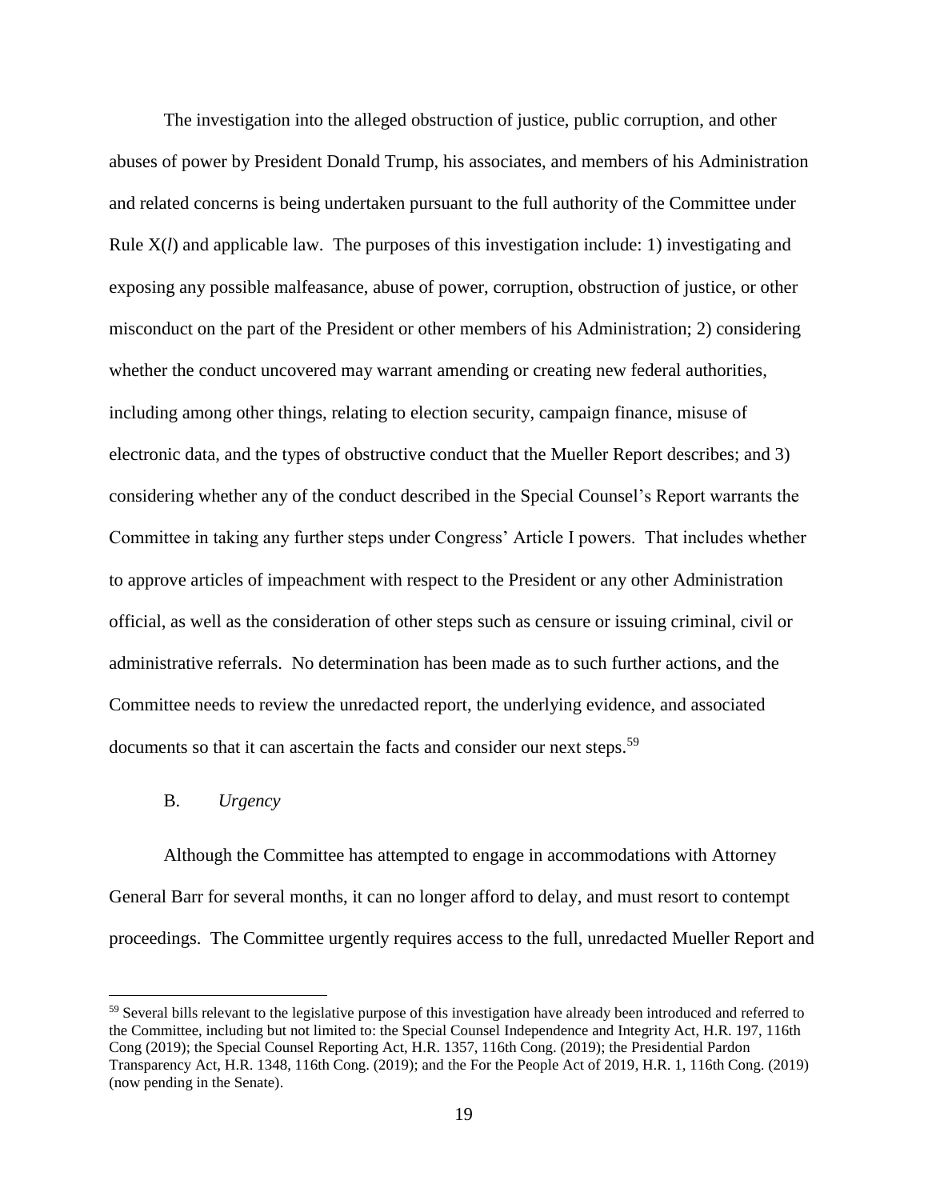The investigation into the alleged obstruction of justice, public corruption, and other abuses of power by President Donald Trump, his associates, and members of his Administration and related concerns is being undertaken pursuant to the full authority of the Committee under Rule X(*l*) and applicable law. The purposes of this investigation include: 1) investigating and exposing any possible malfeasance, abuse of power, corruption, obstruction of justice, or other misconduct on the part of the President or other members of his Administration; 2) considering whether the conduct uncovered may warrant amending or creating new federal authorities, including among other things, relating to election security, campaign finance, misuse of electronic data, and the types of obstructive conduct that the Mueller Report describes; and 3) considering whether any of the conduct described in the Special Counsel's Report warrants the Committee in taking any further steps under Congress' Article I powers. That includes whether to approve articles of impeachment with respect to the President or any other Administration official, as well as the consideration of other steps such as censure or issuing criminal, civil or administrative referrals. No determination has been made as to such further actions, and the Committee needs to review the unredacted report, the underlying evidence, and associated documents so that it can ascertain the facts and consider our next steps.[59]

B. *Urgency*

Although the Committee has attempted to engage in accommodations with Attorney General Barr for several months, it can no longer afford to delay, and must resort to contempt proceedings. The Committee urgently requires access to the full, unredacted Mueller Report and

---

[59] Several bills relevant to the legislative purpose of this investigation have already been introduced and referred to the Committee, including but not limited to: the Special Counsel Independence and Integrity Act, H.R. 197, 116th Cong (2019); the Special Counsel Reporting Act, H.R. 1357, 116th Cong. (2019); the Presidential Pardon Transparency Act, H.R. 1348, 116th Cong. (2019); and the For the People Act of 2019, H.R. 1, 116th Cong. (2019) (now pending in the Senate).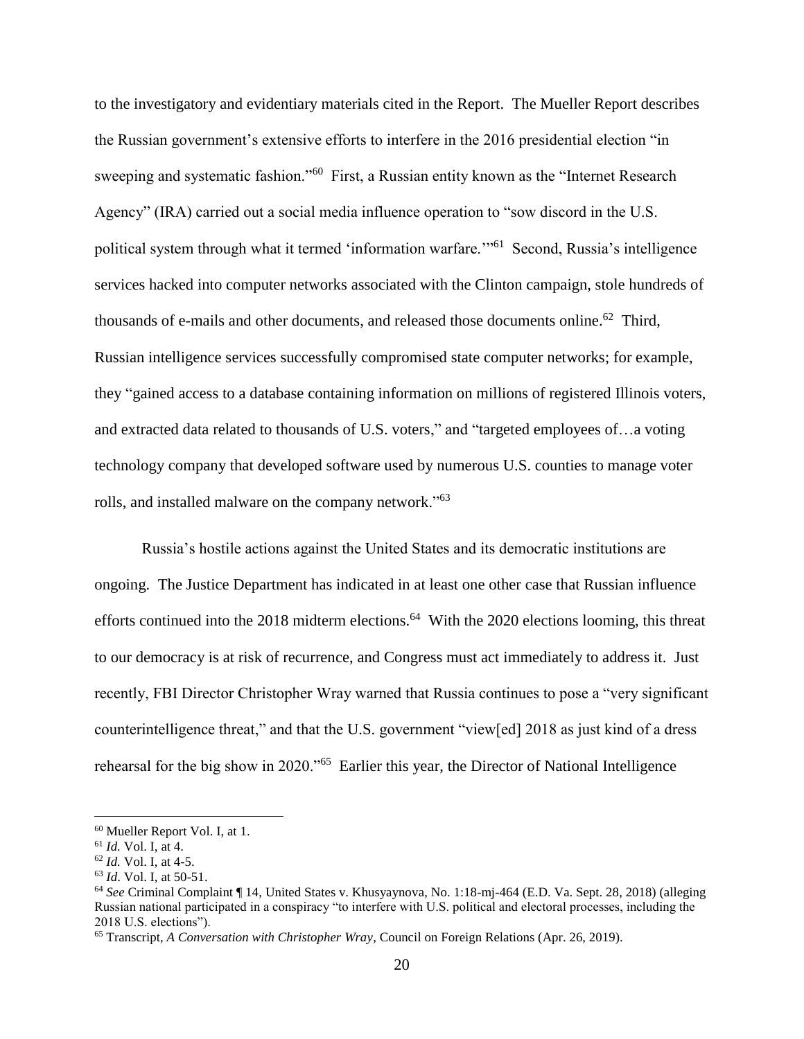to the investigatory and evidentiary materials cited in the Report. The Mueller Report describes the Russian government's extensive efforts to interfere in the 2016 presidential election "in sweeping and systematic fashion."[60] First, a Russian entity known as the "Internet Research Agency" (IRA) carried out a social media influence operation to "sow discord in the U.S. political system through what it termed 'information warfare.'"[61] Second, Russia's intelligence services hacked into computer networks associated with the Clinton campaign, stole hundreds of thousands of e-mails and other documents, and released those documents online.[62] Third, Russian intelligence services successfully compromised state computer networks; for example, they "gained access to a database containing information on millions of registered Illinois voters, and extracted data related to thousands of U.S. voters," and "targeted employees of…a voting technology company that developed software used by numerous U.S. counties to manage voter rolls, and installed malware on the company network."[63]

Russia's hostile actions against the United States and its democratic institutions are ongoing. The Justice Department has indicated in at least one other case that Russian influence efforts continued into the 2018 midterm elections.[64] With the 2020 elections looming, this threat to our democracy is at risk of recurrence, and Congress must act immediately to address it. Just recently, FBI Director Christopher Wray warned that Russia continues to pose a "very significant counterintelligence threat," and that the U.S. government "view[ed] 2018 as just kind of a dress rehearsal for the big show in 2020."[65] Earlier this year, the Director of National Intelligence

---

[60] Mueller Report Vol. I, at 1.

[61] *Id.* Vol. I, at 4.

[62] *Id.* Vol. I, at 4-5.

[63] *Id*. Vol. I, at 50-51.

[64] *See* Criminal Complaint ¶ 14, United States v. Khusyaynova, No. 1:18-mj-464 (E.D. Va. Sept. 28, 2018) (alleging Russian national participated in a conspiracy "to interfere with U.S. political and electoral processes, including the 2018 U.S. elections").

[65] Transcript, *A Conversation with Christopher Wray*, Council on Foreign Relations (Apr. 26, 2019).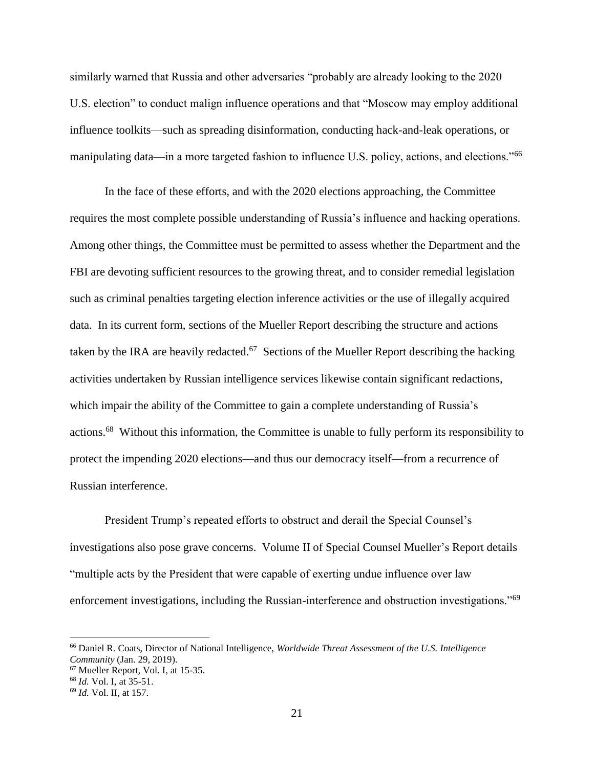similarly warned that Russia and other adversaries "probably are already looking to the 2020 U.S. election" to conduct malign influence operations and that "Moscow may employ additional influence toolkits—such as spreading disinformation, conducting hack-and-leak operations, or manipulating data—in a more targeted fashion to influence U.S. policy, actions, and elections."[66]

In the face of these efforts, and with the 2020 elections approaching, the Committee requires the most complete possible understanding of Russia's influence and hacking operations. Among other things, the Committee must be permitted to assess whether the Department and the FBI are devoting sufficient resources to the growing threat, and to consider remedial legislation such as criminal penalties targeting election inference activities or the use of illegally acquired data. In its current form, sections of the Mueller Report describing the structure and actions taken by the IRA are heavily redacted.[67] Sections of the Mueller Report describing the hacking activities undertaken by Russian intelligence services likewise contain significant redactions, which impair the ability of the Committee to gain a complete understanding of Russia's actions.[68] Without this information, the Committee is unable to fully perform its responsibility to protect the impending 2020 elections—and thus our democracy itself—from a recurrence of Russian interference.

President Trump's repeated efforts to obstruct and derail the Special Counsel's investigations also pose grave concerns. Volume II of Special Counsel Mueller's Report details "multiple acts by the President that were capable of exerting undue influence over law enforcement investigations, including the Russian-interference and obstruction investigations."[69]

---

[66] Daniel R. Coats, Director of National Intelligence, *Worldwide Threat Assessment of the U.S. Intelligence Community* (Jan. 29, 2019).

[67] Mueller Report, Vol. I, at 15-35.

[68] *Id.* Vol. I, at 35-51.

[69] *Id.* Vol. II, at 157.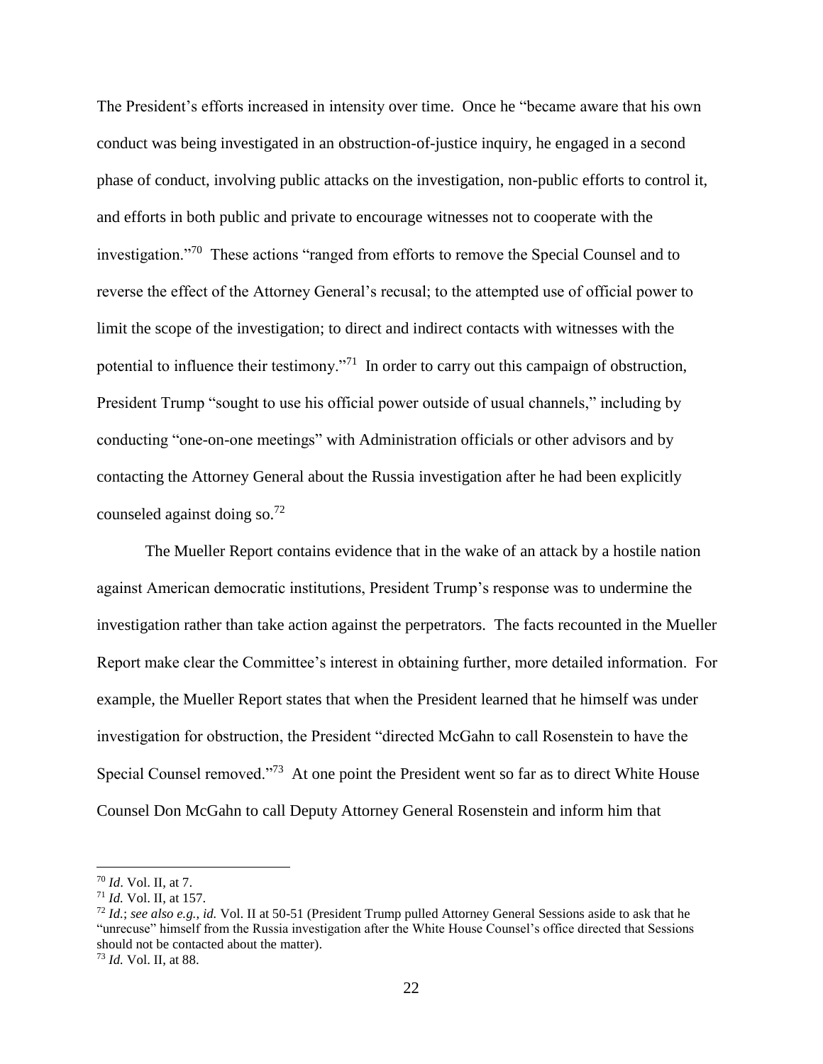The President's efforts increased in intensity over time. Once he "became aware that his own conduct was being investigated in an obstruction-of-justice inquiry, he engaged in a second phase of conduct, involving public attacks on the investigation, non-public efforts to control it, and efforts in both public and private to encourage witnesses not to cooperate with the investigation."[70] These actions "ranged from efforts to remove the Special Counsel and to reverse the effect of the Attorney General's recusal; to the attempted use of official power to limit the scope of the investigation; to direct and indirect contacts with witnesses with the potential to influence their testimony."[71] In order to carry out this campaign of obstruction, President Trump "sought to use his official power outside of usual channels," including by conducting "one-on-one meetings" with Administration officials or other advisors and by contacting the Attorney General about the Russia investigation after he had been explicitly counseled against doing so.[72]

The Mueller Report contains evidence that in the wake of an attack by a hostile nation against American democratic institutions, President Trump's response was to undermine the investigation rather than take action against the perpetrators. The facts recounted in the Mueller Report make clear the Committee's interest in obtaining further, more detailed information. For example, the Mueller Report states that when the President learned that he himself was under investigation for obstruction, the President "directed McGahn to call Rosenstein to have the Special Counsel removed."[73] At one point the President went so far as to direct White House Counsel Don McGahn to call Deputy Attorney General Rosenstein and inform him that

---

[70] *Id*. Vol. II, at 7.

[71] *Id.* Vol. II, at 157.

[72] *Id.*; *see also e.g.*, *id.* Vol. II at 50-51 (President Trump pulled Attorney General Sessions aside to ask that he "unrecuse" himself from the Russia investigation after the White House Counsel's office directed that Sessions should not be contacted about the matter).

[73] *Id.* Vol. II, at 88.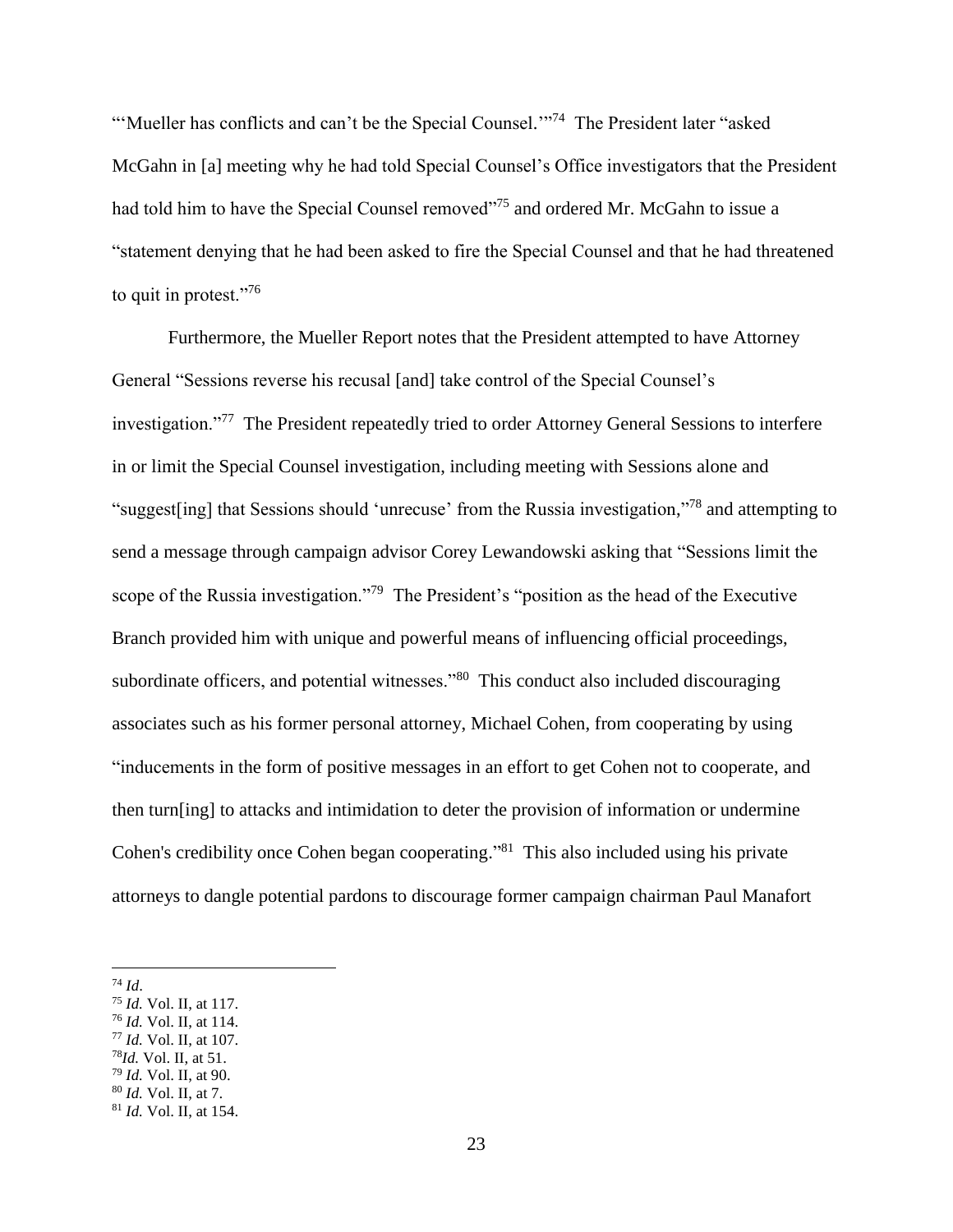"'Mueller has conflicts and can't be the Special Counsel.'"[74] The President later "asked McGahn in [a] meeting why he had told Special Counsel's Office investigators that the President had told him to have the Special Counsel removed"[75] and ordered Mr. McGahn to issue a "statement denying that he had been asked to fire the Special Counsel and that he had threatened to quit in protest."[76]

Furthermore, the Mueller Report notes that the President attempted to have Attorney General "Sessions reverse his recusal [and] take control of the Special Counsel's investigation."[77] The President repeatedly tried to order Attorney General Sessions to interfere in or limit the Special Counsel investigation, including meeting with Sessions alone and "suggest[ing] that Sessions should 'unrecuse' from the Russia investigation,"[78] and attempting to send a message through campaign advisor Corey Lewandowski asking that "Sessions limit the scope of the Russia investigation."[79] The President's "position as the head of the Executive Branch provided him with unique and powerful means of influencing official proceedings, subordinate officers, and potential witnesses."[80] This conduct also included discouraging associates such as his former personal attorney, Michael Cohen, from cooperating by using "inducements in the form of positive messages in an effort to get Cohen not to cooperate, and then turn[ing] to attacks and intimidation to deter the provision of information or undermine Cohen's credibility once Cohen began cooperating."[81] This also included using his private attorneys to dangle potential pardons to discourage former campaign chairman Paul Manafort

---

[74] *Id*.
[75] *Id.* Vol. II, at 117.
[76] *Id.* Vol. II, at 114.
[77] *Id.* Vol. II, at 107.
[78] *Id.* Vol. II, at 51.
[79] *Id.* Vol. II, at 90.
[80] *Id.* Vol. II, at 7.
[81] *Id.* Vol. II, at 154.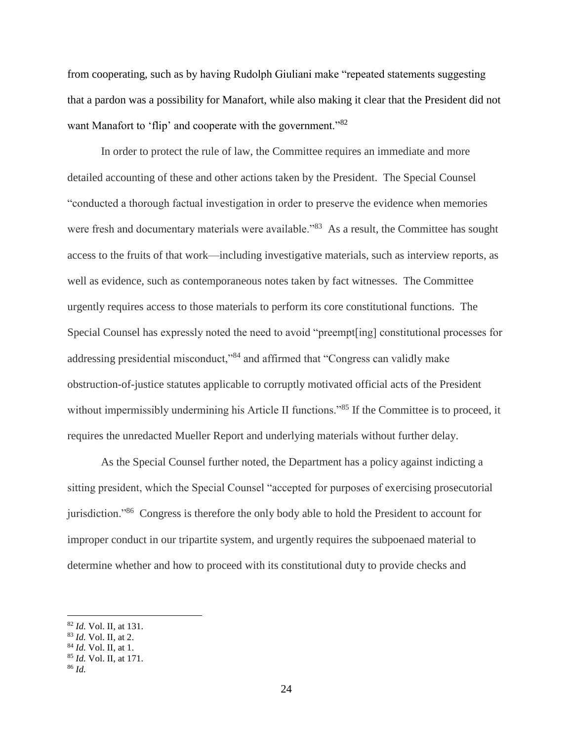from cooperating, such as by having Rudolph Giuliani make "repeated statements suggesting that a pardon was a possibility for Manafort, while also making it clear that the President did not want Manafort to 'flip' and cooperate with the government."[82]

In order to protect the rule of law, the Committee requires an immediate and more detailed accounting of these and other actions taken by the President. The Special Counsel "conducted a thorough factual investigation in order to preserve the evidence when memories were fresh and documentary materials were available."[83] As a result, the Committee has sought access to the fruits of that work—including investigative materials, such as interview reports, as well as evidence, such as contemporaneous notes taken by fact witnesses. The Committee urgently requires access to those materials to perform its core constitutional functions. The Special Counsel has expressly noted the need to avoid "preempt[ing] constitutional processes for addressing presidential misconduct,"[84] and affirmed that "Congress can validly make obstruction-of-justice statutes applicable to corruptly motivated official acts of the President without impermissibly undermining his Article II functions."[85] If the Committee is to proceed, it requires the unredacted Mueller Report and underlying materials without further delay.

As the Special Counsel further noted, the Department has a policy against indicting a sitting president, which the Special Counsel "accepted for purposes of exercising prosecutorial jurisdiction."[86] Congress is therefore the only body able to hold the President to account for improper conduct in our tripartite system, and urgently requires the subpoenaed material to determine whether and how to proceed with its constitutional duty to provide checks and

---

[82] *Id.* Vol. II, at 131.
[83] *Id.* Vol. II, at 2.
[84] *Id.* Vol. II, at 1.
[85] *Id.* Vol. II, at 171.
[86] *Id.*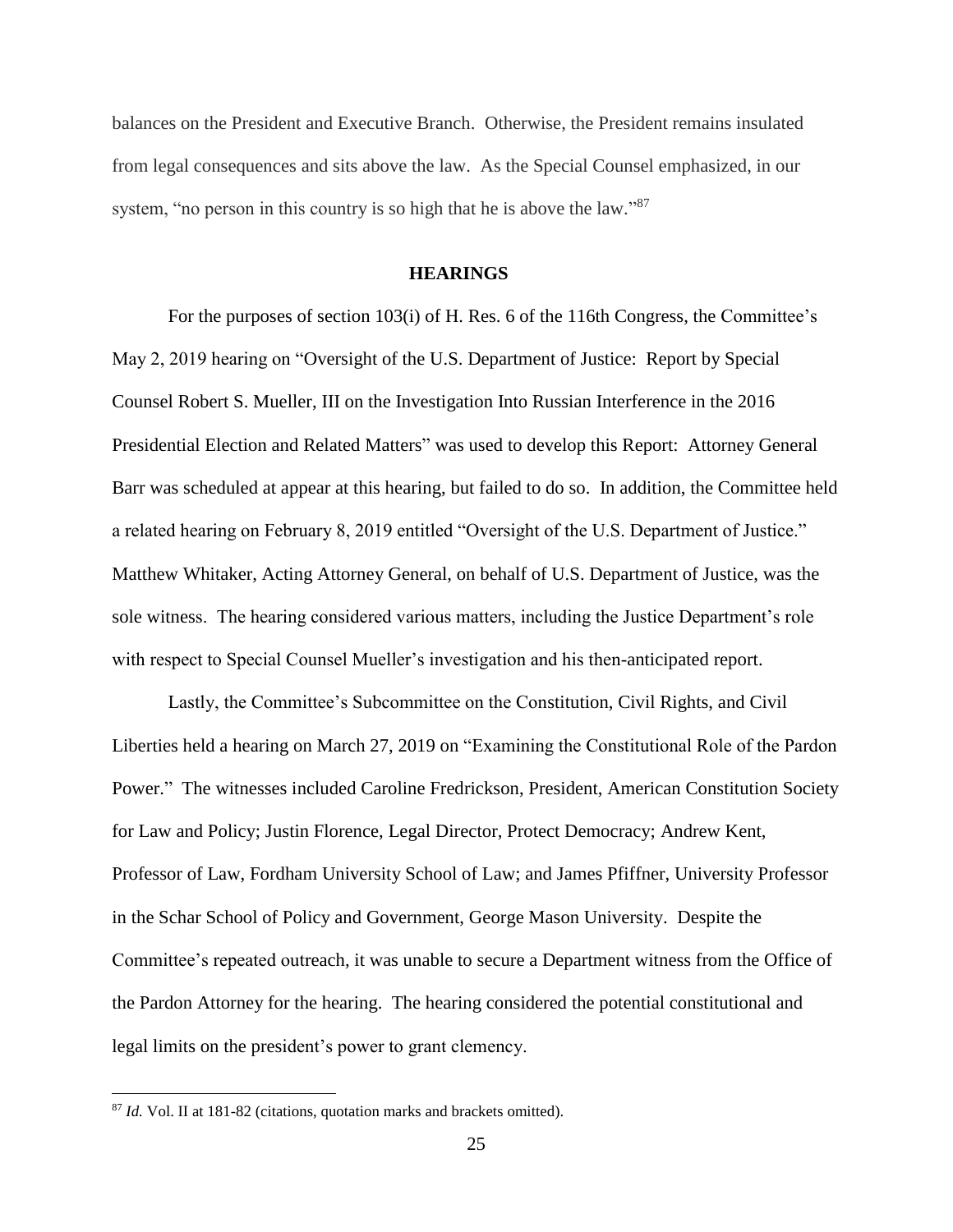balances on the President and Executive Branch. Otherwise, the President remains insulated from legal consequences and sits above the law. As the Special Counsel emphasized, in our system, "no person in this country is so high that he is above the law."[87]

## HEARINGS

For the purposes of section 103(i) of H. Res. 6 of the 116th Congress, the Committee's May 2, 2019 hearing on "Oversight of the U.S. Department of Justice: Report by Special Counsel Robert S. Mueller, III on the Investigation Into Russian Interference in the 2016 Presidential Election and Related Matters" was used to develop this Report: Attorney General Barr was scheduled at appear at this hearing, but failed to do so. In addition, the Committee held a related hearing on February 8, 2019 entitled "Oversight of the U.S. Department of Justice." Matthew Whitaker, Acting Attorney General, on behalf of U.S. Department of Justice, was the sole witness. The hearing considered various matters, including the Justice Department's role with respect to Special Counsel Mueller's investigation and his then-anticipated report.

Lastly, the Committee's Subcommittee on the Constitution, Civil Rights, and Civil Liberties held a hearing on March 27, 2019 on "Examining the Constitutional Role of the Pardon Power." The witnesses included Caroline Fredrickson, President, American Constitution Society for Law and Policy; Justin Florence, Legal Director, Protect Democracy; Andrew Kent, Professor of Law, Fordham University School of Law; and James Pfiffner, University Professor in the Schar School of Policy and Government, George Mason University. Despite the Committee's repeated outreach, it was unable to secure a Department witness from the Office of the Pardon Attorney for the hearing. The hearing considered the potential constitutional and legal limits on the president's power to grant clemency.

---

[87] *Id.* Vol. II at 181-82 (citations, quotation marks and brackets omitted).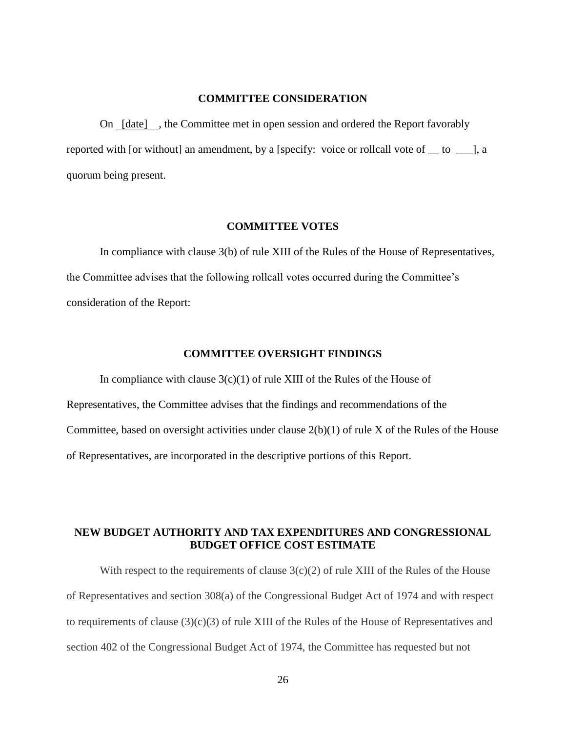## COMMITTEE CONSIDERATION

On [date] , the Committee met in open session and ordered the Report favorably reported with [or without] an amendment, by a [specify: voice or rollcall vote of __ to ___], a quorum being present.

## COMMITTEE VOTES

In compliance with clause 3(b) of rule XIII of the Rules of the House of Representatives, the Committee advises that the following rollcall votes occurred during the Committee's consideration of the Report:

## COMMITTEE OVERSIGHT FINDINGS

In compliance with clause 3(c)(1) of rule XIII of the Rules of the House of Representatives, the Committee advises that the findings and recommendations of the Committee, based on oversight activities under clause 2(b)(1) of rule X of the Rules of the House of Representatives, are incorporated in the descriptive portions of this Report.

## NEW BUDGET AUTHORITY AND TAX EXPENDITURES AND CONGRESSIONAL BUDGET OFFICE COST ESTIMATE

With respect to the requirements of clause 3(c)(2) of rule XIII of the Rules of the House of Representatives and section 308(a) of the Congressional Budget Act of 1974 and with respect to requirements of clause (3)(c)(3) of rule XIII of the Rules of the House of Representatives and section 402 of the Congressional Budget Act of 1974, the Committee has requested but not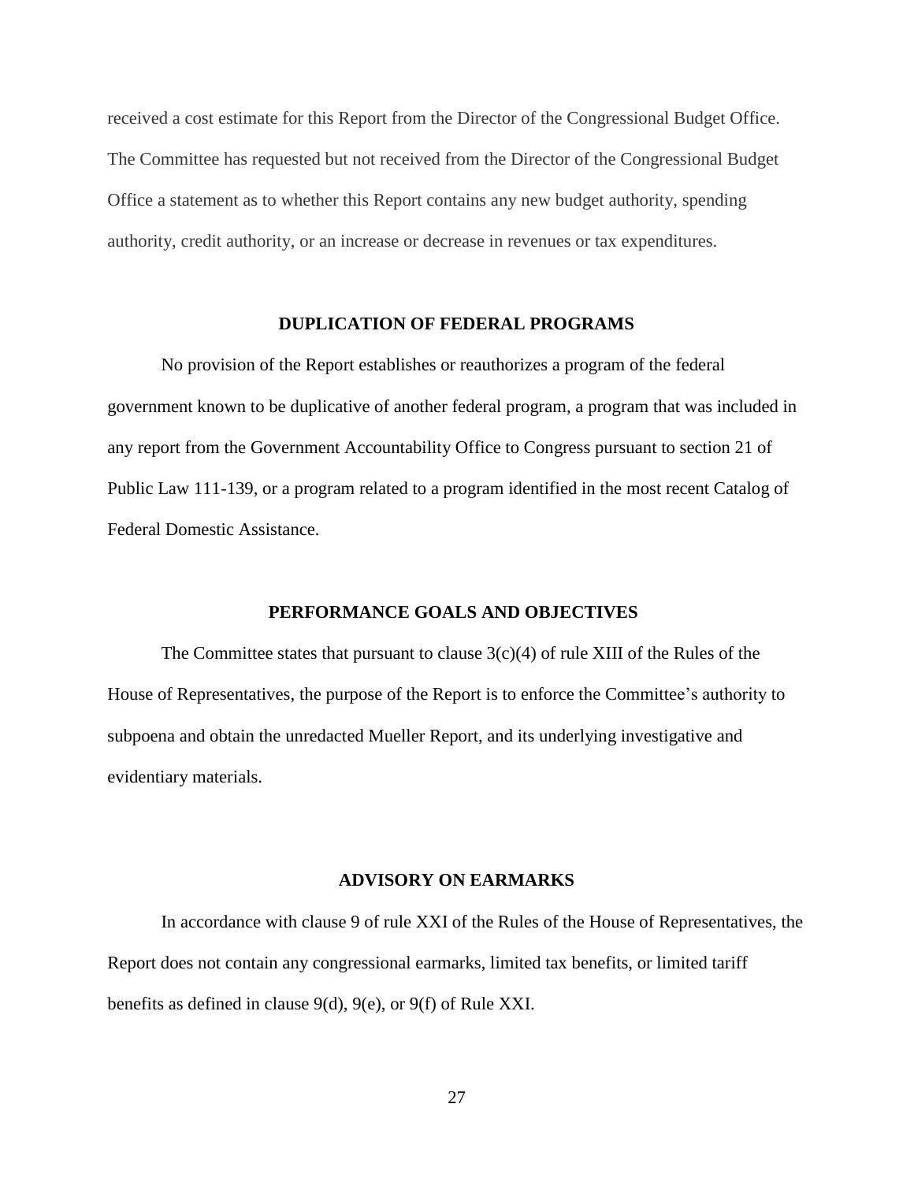received a cost estimate for this Report from the Director of the Congressional Budget Office. The Committee has requested but not received from the Director of the Congressional Budget Office a statement as to whether this Report contains any new budget authority, spending authority, credit authority, or an increase or decrease in revenues or tax expenditures.

## DUPLICATION OF FEDERAL PROGRAMS

No provision of the Report establishes or reauthorizes a program of the federal government known to be duplicative of another federal program, a program that was included in any report from the Government Accountability Office to Congress pursuant to section 21 of Public Law 111-139, or a program related to a program identified in the most recent Catalog of Federal Domestic Assistance.

## PERFORMANCE GOALS AND OBJECTIVES

The Committee states that pursuant to clause 3(c)(4) of rule XIII of the Rules of the House of Representatives, the purpose of the Report is to enforce the Committee's authority to subpoena and obtain the unredacted Mueller Report, and its underlying investigative and evidentiary materials.

## ADVISORY ON EARMARKS

In accordance with clause 9 of rule XXI of the Rules of the House of Representatives, the Report does not contain any congressional earmarks, limited tax benefits, or limited tariff benefits as defined in clause 9(d), 9(e), or 9(f) of Rule XXI.